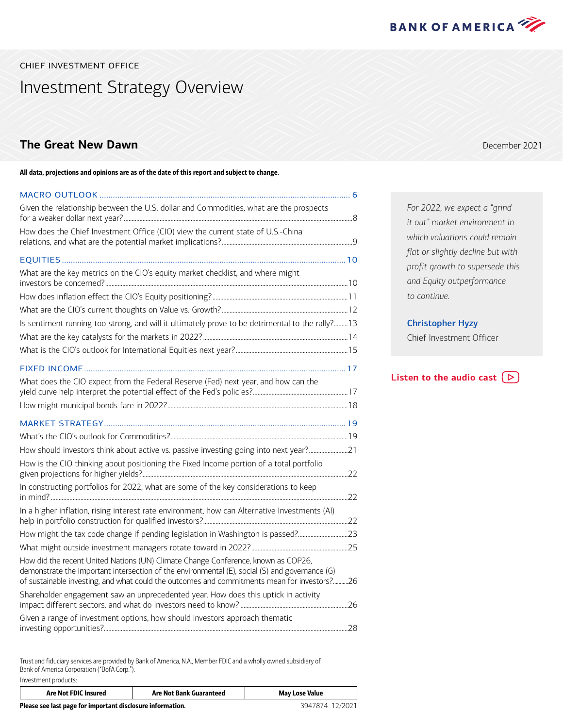BANK OF AMERICA

CHIEF INVESTMENT OFFICE

# Investment Strategy Overview

## The Great New Dawn

December 2021

**All data, projections and opinions are as of the date of this report and subject to change.**

MACRO OUTLOOK ..... 6

Given the relationship between the U.S. dollar and Commodities, what are the prospects for a weaker dollar next year? ..... 8

How does the Chief Investment Office (CIO) view the current state of U.S.-China relations, and what are the potential market implications? ..... 9

EQUITIES ..... 10

What are the key metrics on the CIO's equity market checklist, and where might investors be concerned? ..... 10

How does inflation effect the CIO's Equity positioning? ..... 11

What are the CIO's current thoughts on Value vs. Growth? ..... 12

Is sentiment running too strong, and will it ultimately prove to be detrimental to the rally? ..... 13

What are the key catalysts for the markets in 2022? ..... 14

What is the CIO's outlook for International Equities next year? ..... 15

FIXED INCOME ..... 17

What does the CIO expect from the Federal Reserve (Fed) next year, and how can the yield curve help interpret the potential effect of the Fed's policies? ..... 17

How might municipal bonds fare in 2022? ..... 18

MARKET STRATEGY ..... 19

What's the CIO's outlook for Commodities? ..... 19

How should investors think about active vs. passive investing going into next year? ..... 21

How is the CIO thinking about positioning the Fixed Income portion of a total portfolio given projections for higher yields? ..... 22

In constructing portfolios for 2022, what are some of the key considerations to keep in mind? ..... 22

In a higher inflation, rising interest rate environment, how can Alternative Investments (AI) help in portfolio construction for qualified investors? ..... 22

How might the tax code change if pending legislation in Washington is passed? ..... 23

What might outside investment managers rotate toward in 2022? ..... 25

How did the recent United Nations (UN) Climate Change Conference, known as COP26, demonstrate the important intersection of the environmental (E), social (S) and governance (G) of sustainable investing, and what could the outcomes and commitments mean for investors? ..... 26

Shareholder engagement saw an unprecedented year. How does this uptick in activity impact different sectors, and what do investors need to know? ..... 26

Given a range of investment options, how should investors approach thematic investing opportunities? ..... 28

*For 2022, we expect a "grind it out" market environment in which valuations could remain flat or slightly decline but with profit growth to supersede this and Equity outperformance to continue.*

**Christopher Hyzy**
Chief Investment Officer

**Listen to the audio cast**

Trust and fiduciary services are provided by Bank of America, N.A., Member FDIC and a wholly owned subsidiary of Bank of America Corporation ("BofA Corp.").

Investment products:

| Are Not FDIC Insured | Are Not Bank Guaranteed | May Lose Value |
|---|---|---|

**Please see last page for important disclosure information.**

3947874 12/2021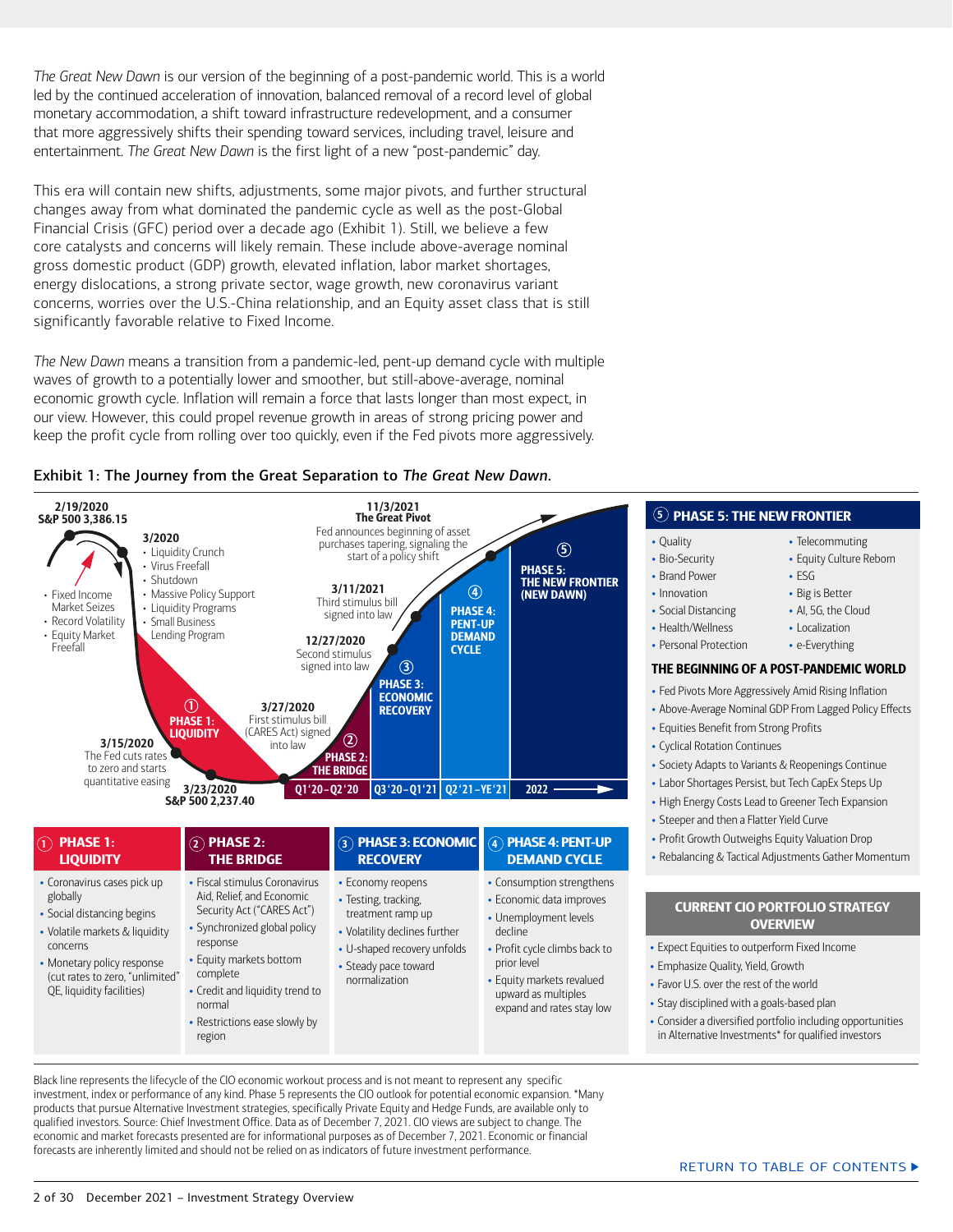*The Great New Dawn* is our version of the beginning of a post-pandemic world. This is a world led by the continued acceleration of innovation, balanced removal of a record level of global monetary accommodation, a shift toward infrastructure redevelopment, and a consumer that more aggressively shifts their spending toward services, including travel, leisure and entertainment. *The Great New Dawn* is the first light of a new "post-pandemic" day.

This era will contain new shifts, adjustments, some major pivots, and further structural changes away from what dominated the pandemic cycle as well as the post-Global Financial Crisis (GFC) period over a decade ago (Exhibit 1). Still, we believe a few core catalysts and concerns will likely remain. These include above-average nominal gross domestic product (GDP) growth, elevated inflation, labor market shortages, energy dislocations, a strong private sector, wage growth, new coronavirus variant concerns, worries over the U.S.-China relationship, and an Equity asset class that is still significantly favorable relative to Fixed Income.

*The New Dawn* means a transition from a pandemic-led, pent-up demand cycle with multiple waves of growth to a potentially lower and smoother, but still-above-average, nominal economic growth cycle. Inflation will remain a force that lasts longer than most expect, in our view. However, this could propel revenue growth in areas of strong pricing power and keep the profit cycle from rolling over too quickly, even if the Fed pivots more aggressively.

**Exhibit 1: The Journey from the Great Separation to *The Great New Dawn*.**

**2/19/2020** S&P 500 3,386.15

- Fixed Income Market Seizes
- Record Volatility
- Equity Market Freefall

**3/2020**
- Liquidity Crunch
- Virus Freefall
- Shutdown
- Massive Policy Support
- Liquidity Programs
- Small Business Lending Program

**3/15/2020** The Fed cuts rates to zero and starts quantitative easing

**3/23/2020** S&P 500 2,237.40

**3/27/2020** First stimulus bill (CARES Act) signed into law

**12/27/2020** Second stimulus signed into law

**3/11/2021** Third stimulus bill signed into law

**11/3/2021 The Great Pivot** Fed announces beginning of asset purchases tapering, signaling the start of a policy shift

① PHASE 1: LIQUIDITY — Q1'20–Q2'20
② PHASE 2: THE BRIDGE
③ PHASE 3: ECONOMIC RECOVERY — Q3'20–Q1'21
④ PHASE 4: PENT-UP DEMAND CYCLE — Q2'21–YE'21
⑤ PHASE 5: THE NEW FRONTIER (NEW DAWN) — 2022

**① PHASE 1: LIQUIDITY**
- Coronavirus cases pick up globally
- Social distancing begins
- Volatile markets & liquidity concerns
- Monetary policy response (cut rates to zero, "unlimited" QE, liquidity facilities)

**② PHASE 2: THE BRIDGE**
- Fiscal stimulus Coronavirus Aid, Relief, and Economic Security Act ("CARES Act")
- Synchronized global policy response
- Equity markets bottom complete
- Credit and liquidity trend to normal
- Restrictions ease slowly by region

**③ PHASE 3: ECONOMIC RECOVERY**
- Economy reopens
- Testing, tracking, treatment ramp up
- Volatility declines further
- U-shaped recovery unfolds
- Steady pace toward normalization

**④ PHASE 4: PENT-UP DEMAND CYCLE**
- Consumption strengthens
- Economic data improves
- Unemployment levels decline
- Profit cycle climbs back to prior level
- Equity markets revalued upward as multiples expand and rates stay low

**⑤ PHASE 5: THE NEW FRONTIER**
- Quality
- Bio-Security
- Brand Power
- Innovation
- Social Distancing
- Health/Wellness
- Personal Protection
- Telecommuting
- Equity Culture Reborn
- ESG
- Big is Better
- AI, 5G, the Cloud
- Localization
- e-Everything

**THE BEGINNING OF A POST-PANDEMIC WORLD**
- Fed Pivots More Aggressively Amid Rising Inflation
- Above-Average Nominal GDP From Lagged Policy Effects
- Equities Benefit from Strong Profits
- Cyclical Rotation Continues
- Society Adapts to Variants & Reopenings Continue
- Labor Shortages Persist, but Tech CapEx Steps Up
- High Energy Costs Lead to Greener Tech Expansion
- Steeper and then a Flatter Yield Curve
- Profit Growth Outweighs Equity Valuation Drop
- Rebalancing & Tactical Adjustments Gather Momentum

**CURRENT CIO PORTFOLIO STRATEGY OVERVIEW**
- Expect Equities to outperform Fixed Income
- Emphasize Quality, Yield, Growth
- Favor U.S. over the rest of the world
- Stay disciplined with a goals-based plan
- Consider a diversified portfolio including opportunities in Alternative Investments* for qualified investors

Black line represents the lifecycle of the CIO economic workout process and is not meant to represent any specific investment, index or performance of any kind. Phase 5 represents the CIO outlook for potential economic expansion. *Many products that pursue Alternative Investment strategies, specifically Private Equity and Hedge Funds, are available only to qualified investors. Source: Chief Investment Office. Data as of December 7, 2021. CIO views are subject to change. The economic and market forecasts presented are for informational purposes as of December 7, 2021. Economic or financial forecasts are inherently limited and should not be relied on as indicators of future investment performance.

RETURN TO TABLE OF CONTENTS ▶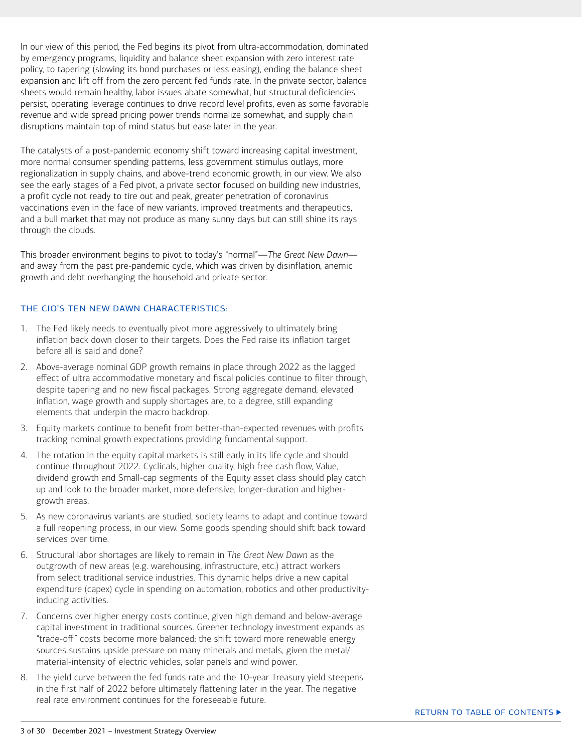In our view of this period, the Fed begins its pivot from ultra-accommodation, dominated by emergency programs, liquidity and balance sheet expansion with zero interest rate policy, to tapering (slowing its bond purchases or less easing), ending the balance sheet expansion and lift off from the zero percent fed funds rate. In the private sector, balance sheets would remain healthy, labor issues abate somewhat, but structural deficiencies persist, operating leverage continues to drive record level profits, even as some favorable revenue and wide spread pricing power trends normalize somewhat, and supply chain disruptions maintain top of mind status but ease later in the year.

The catalysts of a post-pandemic economy shift toward increasing capital investment, more normal consumer spending patterns, less government stimulus outlays, more regionalization in supply chains, and above-trend economic growth, in our view. We also see the early stages of a Fed pivot, a private sector focused on building new industries, a profit cycle not ready to tire out and peak, greater penetration of coronavirus vaccinations even in the face of new variants, improved treatments and therapeutics, and a bull market that may not produce as many sunny days but can still shine its rays through the clouds.

This broader environment begins to pivot to today's "normal"—*The Great New Dawn*—and away from the past pre-pandemic cycle, which was driven by disinflation, anemic growth and debt overhanging the household and private sector.

## THE CIO'S TEN NEW DAWN CHARACTERISTICS:

1. The Fed likely needs to eventually pivot more aggressively to ultimately bring inflation back down closer to their targets. Does the Fed raise its inflation target before all is said and done?
2. Above-average nominal GDP growth remains in place through 2022 as the lagged effect of ultra accommodative monetary and fiscal policies continue to filter through, despite tapering and no new fiscal packages. Strong aggregate demand, elevated inflation, wage growth and supply shortages are, to a degree, still expanding elements that underpin the macro backdrop.
3. Equity markets continue to benefit from better-than-expected revenues with profits tracking nominal growth expectations providing fundamental support.
4. The rotation in the equity capital markets is still early in its life cycle and should continue throughout 2022. Cyclicals, higher quality, high free cash flow, Value, dividend growth and Small-cap segments of the Equity asset class should play catch up and look to the broader market, more defensive, longer-duration and higher-growth areas.
5. As new coronavirus variants are studied, society learns to adapt and continue toward a full reopening process, in our view. Some goods spending should shift back toward services over time.
6. Structural labor shortages are likely to remain in *The Great New Dawn* as the outgrowth of new areas (e.g. warehousing, infrastructure, etc.) attract workers from select traditional service industries. This dynamic helps drive a new capital expenditure (capex) cycle in spending on automation, robotics and other productivity-inducing activities.
7. Concerns over higher energy costs continue, given high demand and below-average capital investment in traditional sources. Greener technology investment expands as "trade-off" costs become more balanced; the shift toward more renewable energy sources sustains upside pressure on many minerals and metals, given the metal/material-intensity of electric vehicles, solar panels and wind power.
8. The yield curve between the fed funds rate and the 10-year Treasury yield steepens in the first half of 2022 before ultimately flattening later in the year. The negative real rate environment continues for the foreseeable future.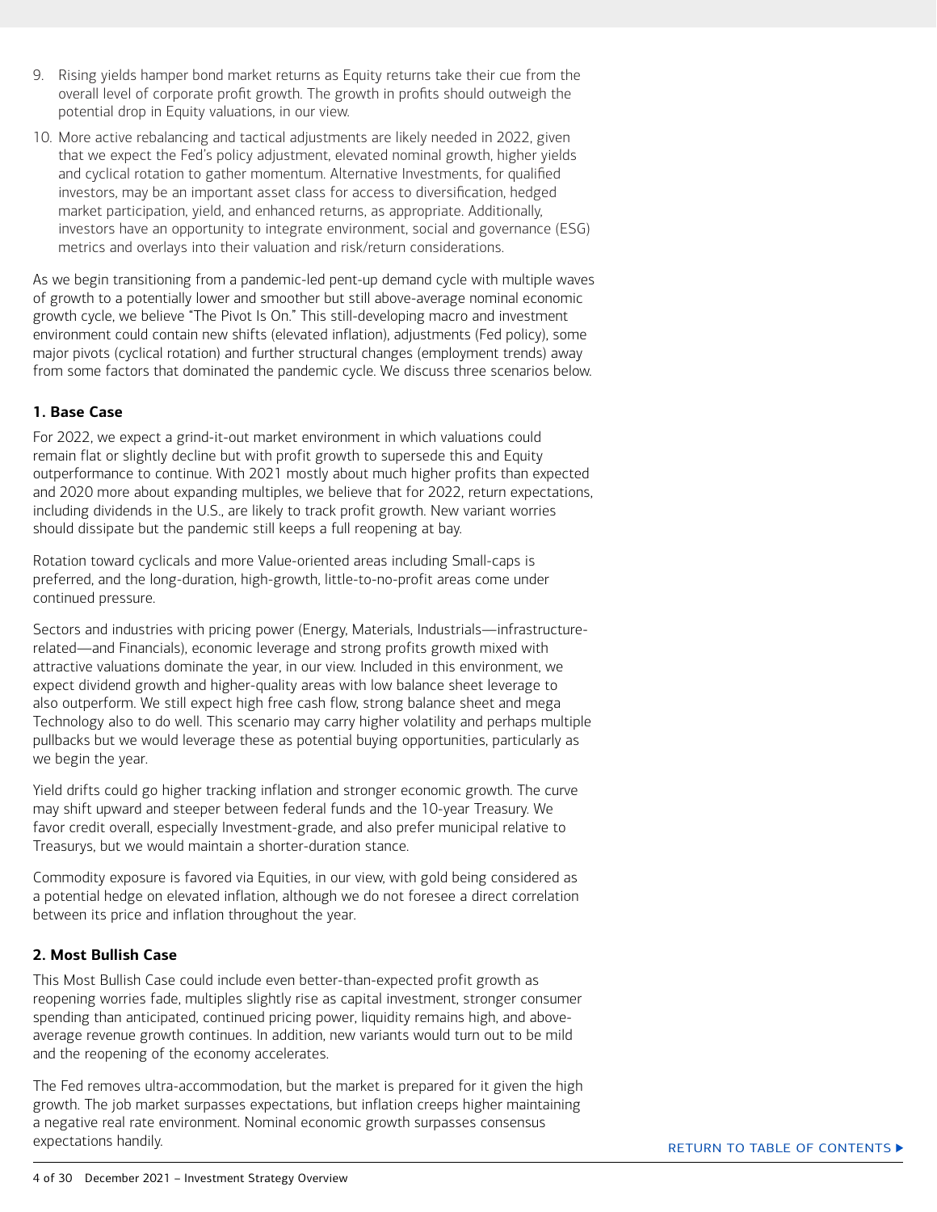9. Rising yields hamper bond market returns as Equity returns take their cue from the overall level of corporate profit growth. The growth in profits should outweigh the potential drop in Equity valuations, in our view.
10. More active rebalancing and tactical adjustments are likely needed in 2022, given that we expect the Fed's policy adjustment, elevated nominal growth, higher yields and cyclical rotation to gather momentum. Alternative Investments, for qualified investors, may be an important asset class for access to diversification, hedged market participation, yield, and enhanced returns, as appropriate. Additionally, investors have an opportunity to integrate environment, social and governance (ESG) metrics and overlays into their valuation and risk/return considerations.

As we begin transitioning from a pandemic-led pent-up demand cycle with multiple waves of growth to a potentially lower and smoother but still above-average nominal economic growth cycle, we believe "The Pivot Is On." This still-developing macro and investment environment could contain new shifts (elevated inflation), adjustments (Fed policy), some major pivots (cyclical rotation) and further structural changes (employment trends) away from some factors that dominated the pandemic cycle. We discuss three scenarios below.

### 1. Base Case

For 2022, we expect a grind-it-out market environment in which valuations could remain flat or slightly decline but with profit growth to supersede this and Equity outperformance to continue. With 2021 mostly about much higher profits than expected and 2020 more about expanding multiples, we believe that for 2022, return expectations, including dividends in the U.S., are likely to track profit growth. New variant worries should dissipate but the pandemic still keeps a full reopening at bay.

Rotation toward cyclicals and more Value-oriented areas including Small-caps is preferred, and the long-duration, high-growth, little-to-no-profit areas come under continued pressure.

Sectors and industries with pricing power (Energy, Materials, Industrials—infrastructure-related—and Financials), economic leverage and strong profits growth mixed with attractive valuations dominate the year, in our view. Included in this environment, we expect dividend growth and higher-quality areas with low balance sheet leverage to also outperform. We still expect high free cash flow, strong balance sheet and mega Technology also to do well. This scenario may carry higher volatility and perhaps multiple pullbacks but we would leverage these as potential buying opportunities, particularly as we begin the year.

Yield drifts could go higher tracking inflation and stronger economic growth. The curve may shift upward and steeper between federal funds and the 10-year Treasury. We favor credit overall, especially Investment-grade, and also prefer municipal relative to Treasurys, but we would maintain a shorter-duration stance.

Commodity exposure is favored via Equities, in our view, with gold being considered as a potential hedge on elevated inflation, although we do not foresee a direct correlation between its price and inflation throughout the year.

### 2. Most Bullish Case

This Most Bullish Case could include even better-than-expected profit growth as reopening worries fade, multiples slightly rise as capital investment, stronger consumer spending than anticipated, continued pricing power, liquidity remains high, and above-average revenue growth continues. In addition, new variants would turn out to be mild and the reopening of the economy accelerates.

The Fed removes ultra-accommodation, but the market is prepared for it given the high growth. The job market surpasses expectations, but inflation creeps higher maintaining a negative real rate environment. Nominal economic growth surpasses consensus expectations handily.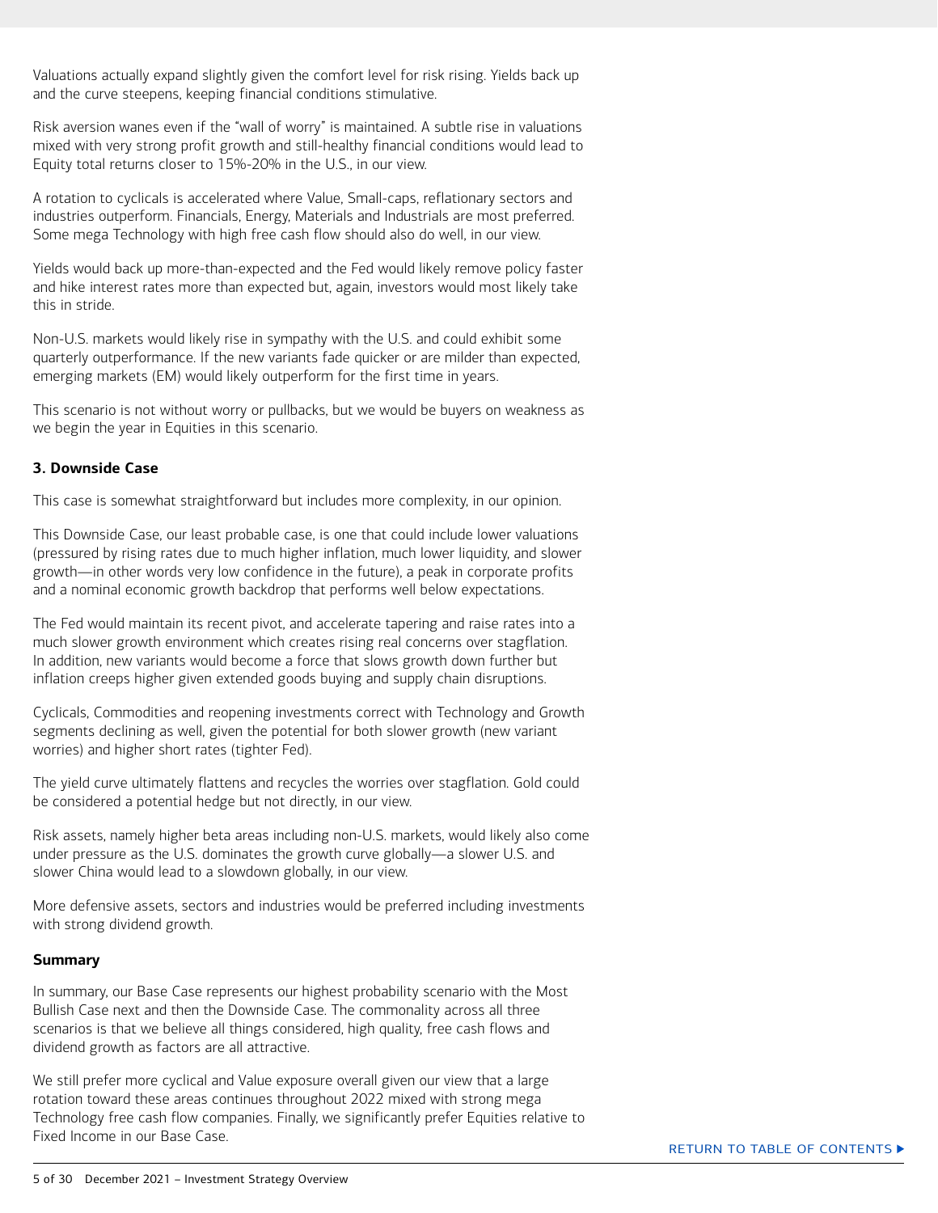Valuations actually expand slightly given the comfort level for risk rising. Yields back up and the curve steepens, keeping financial conditions stimulative.

Risk aversion wanes even if the "wall of worry" is maintained. A subtle rise in valuations mixed with very strong profit growth and still-healthy financial conditions would lead to Equity total returns closer to 15%-20% in the U.S., in our view.

A rotation to cyclicals is accelerated where Value, Small-caps, reflationary sectors and industries outperform. Financials, Energy, Materials and Industrials are most preferred. Some mega Technology with high free cash flow should also do well, in our view.

Yields would back up more-than-expected and the Fed would likely remove policy faster and hike interest rates more than expected but, again, investors would most likely take this in stride.

Non-U.S. markets would likely rise in sympathy with the U.S. and could exhibit some quarterly outperformance. If the new variants fade quicker or are milder than expected, emerging markets (EM) would likely outperform for the first time in years.

This scenario is not without worry or pullbacks, but we would be buyers on weakness as we begin the year in Equities in this scenario.

### 3. Downside Case

This case is somewhat straightforward but includes more complexity, in our opinion.

This Downside Case, our least probable case, is one that could include lower valuations (pressured by rising rates due to much higher inflation, much lower liquidity, and slower growth—in other words very low confidence in the future), a peak in corporate profits and a nominal economic growth backdrop that performs well below expectations.

The Fed would maintain its recent pivot, and accelerate tapering and raise rates into a much slower growth environment which creates rising real concerns over stagflation. In addition, new variants would become a force that slows growth down further but inflation creeps higher given extended goods buying and supply chain disruptions.

Cyclicals, Commodities and reopening investments correct with Technology and Growth segments declining as well, given the potential for both slower growth (new variant worries) and higher short rates (tighter Fed).

The yield curve ultimately flattens and recycles the worries over stagflation. Gold could be considered a potential hedge but not directly, in our view.

Risk assets, namely higher beta areas including non-U.S. markets, would likely also come under pressure as the U.S. dominates the growth curve globally—a slower U.S. and slower China would lead to a slowdown globally, in our view.

More defensive assets, sectors and industries would be preferred including investments with strong dividend growth.

### Summary

In summary, our Base Case represents our highest probability scenario with the Most Bullish Case next and then the Downside Case. The commonality across all three scenarios is that we believe all things considered, high quality, free cash flows and dividend growth as factors are all attractive.

We still prefer more cyclical and Value exposure overall given our view that a large rotation toward these areas continues throughout 2022 mixed with strong mega Technology free cash flow companies. Finally, we significantly prefer Equities relative to Fixed Income in our Base Case.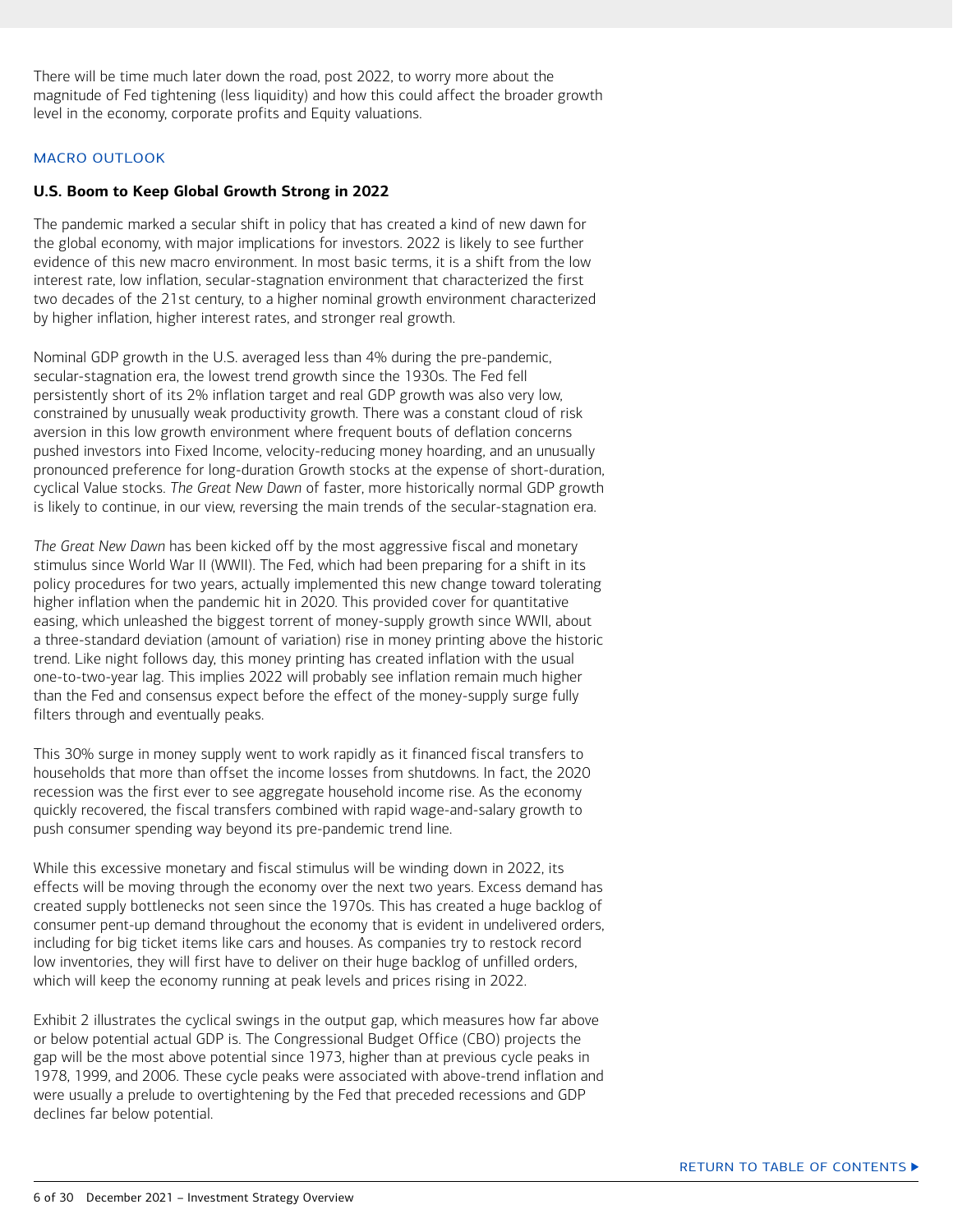There will be time much later down the road, post 2022, to worry more about the magnitude of Fed tightening (less liquidity) and how this could affect the broader growth level in the economy, corporate profits and Equity valuations.

## MACRO OUTLOOK

### U.S. Boom to Keep Global Growth Strong in 2022

The pandemic marked a secular shift in policy that has created a kind of new dawn for the global economy, with major implications for investors. 2022 is likely to see further evidence of this new macro environment. In most basic terms, it is a shift from the low interest rate, low inflation, secular-stagnation environment that characterized the first two decades of the 21st century, to a higher nominal growth environment characterized by higher inflation, higher interest rates, and stronger real growth.

Nominal GDP growth in the U.S. averaged less than 4% during the pre-pandemic, secular-stagnation era, the lowest trend growth since the 1930s. The Fed fell persistently short of its 2% inflation target and real GDP growth was also very low, constrained by unusually weak productivity growth. There was a constant cloud of risk aversion in this low growth environment where frequent bouts of deflation concerns pushed investors into Fixed Income, velocity-reducing money hoarding, and an unusually pronounced preference for long-duration Growth stocks at the expense of short-duration, cyclical Value stocks. *The Great New Dawn* of faster, more historically normal GDP growth is likely to continue, in our view, reversing the main trends of the secular-stagnation era.

*The Great New Dawn* has been kicked off by the most aggressive fiscal and monetary stimulus since World War II (WWII). The Fed, which had been preparing for a shift in its policy procedures for two years, actually implemented this new change toward tolerating higher inflation when the pandemic hit in 2020. This provided cover for quantitative easing, which unleashed the biggest torrent of money-supply growth since WWII, about a three-standard deviation (amount of variation) rise in money printing above the historic trend. Like night follows day, this money printing has created inflation with the usual one-to-two-year lag. This implies 2022 will probably see inflation remain much higher than the Fed and consensus expect before the effect of the money-supply surge fully filters through and eventually peaks.

This 30% surge in money supply went to work rapidly as it financed fiscal transfers to households that more than offset the income losses from shutdowns. In fact, the 2020 recession was the first ever to see aggregate household income rise. As the economy quickly recovered, the fiscal transfers combined with rapid wage-and-salary growth to push consumer spending way beyond its pre-pandemic trend line.

While this excessive monetary and fiscal stimulus will be winding down in 2022, its effects will be moving through the economy over the next two years. Excess demand has created supply bottlenecks not seen since the 1970s. This has created a huge backlog of consumer pent-up demand throughout the economy that is evident in undelivered orders, including for big ticket items like cars and houses. As companies try to restock record low inventories, they will first have to deliver on their huge backlog of unfilled orders, which will keep the economy running at peak levels and prices rising in 2022.

Exhibit 2 illustrates the cyclical swings in the output gap, which measures how far above or below potential actual GDP is. The Congressional Budget Office (CBO) projects the gap will be the most above potential since 1973, higher than at previous cycle peaks in 1978, 1999, and 2006. These cycle peaks were associated with above-trend inflation and were usually a prelude to overtightening by the Fed that preceded recessions and GDP declines far below potential.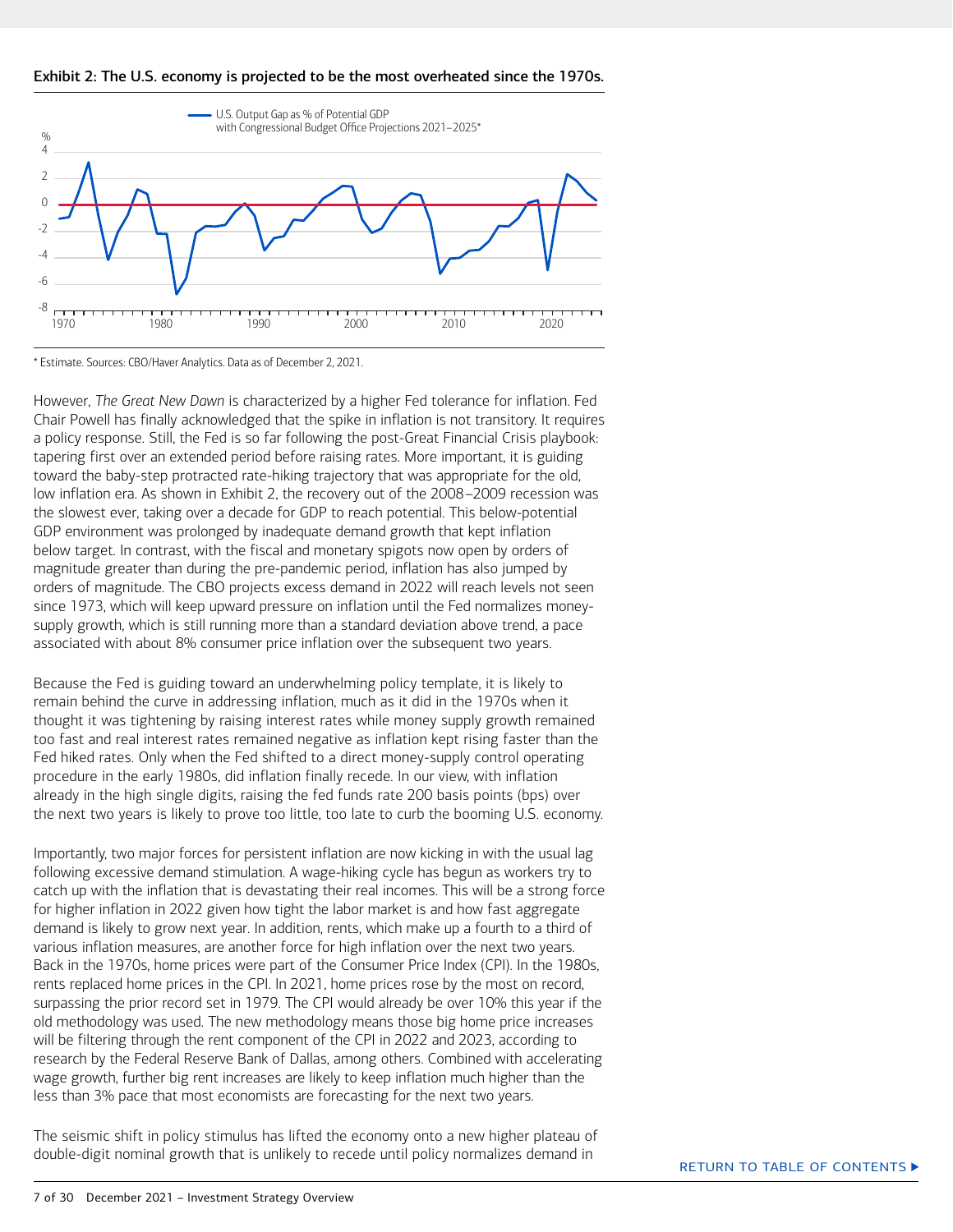**Exhibit 2: The U.S. economy is projected to be the most overheated since the 1970s.**

\* Estimate. Sources: CBO/Haver Analytics. Data as of December 2, 2021.

However, *The Great New Dawn* is characterized by a higher Fed tolerance for inflation. Fed Chair Powell has finally acknowledged that the spike in inflation is not transitory. It requires a policy response. Still, the Fed is so far following the post-Great Financial Crisis playbook: tapering first over an extended period before raising rates. More important, it is guiding toward the baby-step protracted rate-hiking trajectory that was appropriate for the old, low inflation era. As shown in Exhibit 2, the recovery out of the 2008–2009 recession was the slowest ever, taking over a decade for GDP to reach potential. This below-potential GDP environment was prolonged by inadequate demand growth that kept inflation below target. In contrast, with the fiscal and monetary spigots now open by orders of magnitude greater than during the pre-pandemic period, inflation has also jumped by orders of magnitude. The CBO projects excess demand in 2022 will reach levels not seen since 1973, which will keep upward pressure on inflation until the Fed normalizes money-supply growth, which is still running more than a standard deviation above trend, a pace associated with about 8% consumer price inflation over the subsequent two years.

Because the Fed is guiding toward an underwhelming policy template, it is likely to remain behind the curve in addressing inflation, much as it did in the 1970s when it thought it was tightening by raising interest rates while money supply growth remained too fast and real interest rates remained negative as inflation kept rising faster than the Fed hiked rates. Only when the Fed shifted to a direct money-supply control operating procedure in the early 1980s, did inflation finally recede. In our view, with inflation already in the high single digits, raising the fed funds rate 200 basis points (bps) over the next two years is likely to prove too little, too late to curb the booming U.S. economy.

Importantly, two major forces for persistent inflation are now kicking in with the usual lag following excessive demand stimulation. A wage-hiking cycle has begun as workers try to catch up with the inflation that is devastating their real incomes. This will be a strong force for higher inflation in 2022 given how tight the labor market is and how fast aggregate demand is likely to grow next year. In addition, rents, which make up a fourth to a third of various inflation measures, are another force for high inflation over the next two years. Back in the 1970s, home prices were part of the Consumer Price Index (CPI). In the 1980s, rents replaced home prices in the CPI. In 2021, home prices rose by the most on record, surpassing the prior record set in 1979. The CPI would already be over 10% this year if the old methodology was used. The new methodology means those big home price increases will be filtering through the rent component of the CPI in 2022 and 2023, according to research by the Federal Reserve Bank of Dallas, among others. Combined with accelerating wage growth, further big rent increases are likely to keep inflation much higher than the less than 3% pace that most economists are forecasting for the next two years.

The seismic shift in policy stimulus has lifted the economy onto a new higher plateau of double-digit nominal growth that is unlikely to recede until policy normalizes demand in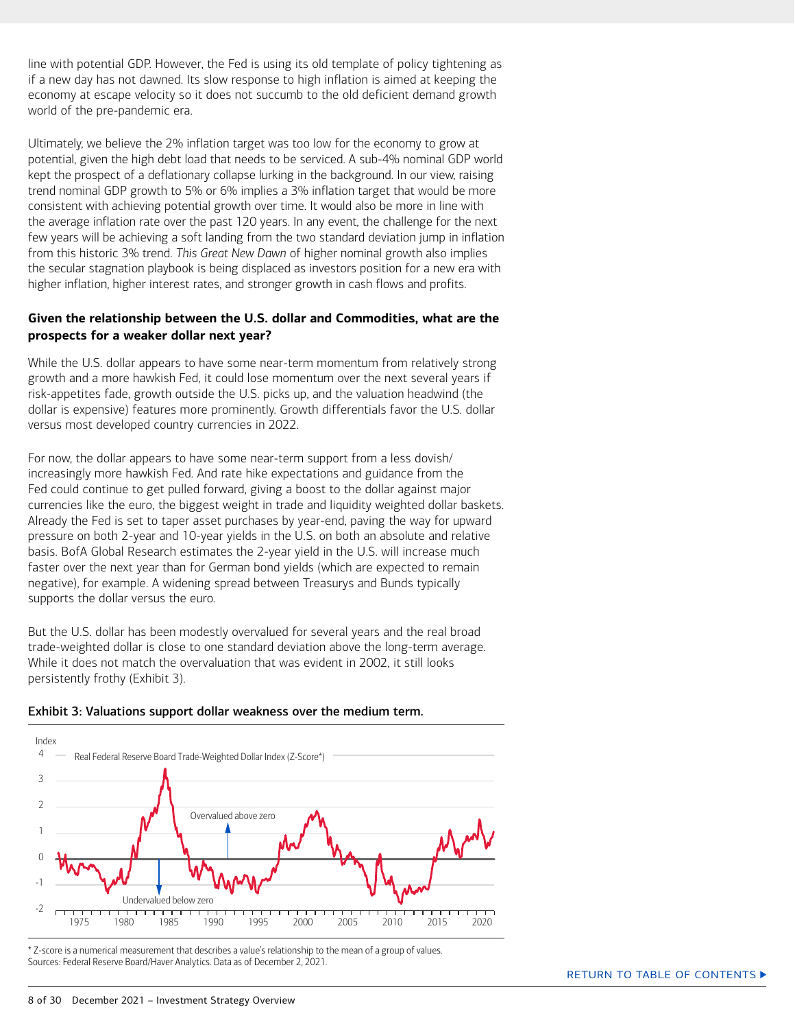line with potential GDP. However, the Fed is using its old template of policy tightening as if a new day has not dawned. Its slow response to high inflation is aimed at keeping the economy at escape velocity so it does not succumb to the old deficient demand growth world of the pre-pandemic era.

Ultimately, we believe the 2% inflation target was too low for the economy to grow at potential, given the high debt load that needs to be serviced. A sub-4% nominal GDP world kept the prospect of a deflationary collapse lurking in the background. In our view, raising trend nominal GDP growth to 5% or 6% implies a 3% inflation target that would be more consistent with achieving potential growth over time. It would also be more in line with the average inflation rate over the past 120 years. In any event, the challenge for the next few years will be achieving a soft landing from the two standard deviation jump in inflation from this historic 3% trend. *This Great New Dawn* of higher nominal growth also implies the secular stagnation playbook is being displaced as investors position for a new era with higher inflation, higher interest rates, and stronger growth in cash flows and profits.

**Given the relationship between the U.S. dollar and Commodities, what are the prospects for a weaker dollar next year?**

While the U.S. dollar appears to have some near-term momentum from relatively strong growth and a more hawkish Fed, it could lose momentum over the next several years if risk-appetites fade, growth outside the U.S. picks up, and the valuation headwind (the dollar is expensive) features more prominently. Growth differentials favor the U.S. dollar versus most developed country currencies in 2022.

For now, the dollar appears to have some near-term support from a less dovish/increasingly more hawkish Fed. And rate hike expectations and guidance from the Fed could continue to get pulled forward, giving a boost to the dollar against major currencies like the euro, the biggest weight in trade and liquidity weighted dollar baskets. Already the Fed is set to taper asset purchases by year-end, paving the way for upward pressure on both 2-year and 10-year yields in the U.S. on both an absolute and relative basis. BofA Global Research estimates the 2-year yield in the U.S. will increase much faster over the next year than for German bond yields (which are expected to remain negative), for example. A widening spread between Treasurys and Bunds typically supports the dollar versus the euro.

But the U.S. dollar has been modestly overvalued for several years and the real broad trade-weighted dollar is close to one standard deviation above the long-term average. While it does not match the overvaluation that was evident in 2002, it still looks persistently frothy (Exhibit 3).

**Exhibit 3: Valuations support dollar weakness over the medium term.**

\* Z-score is a numerical measurement that describes a value's relationship to the mean of a group of values.
Sources: Federal Reserve Board/Haver Analytics. Data as of December 2, 2021.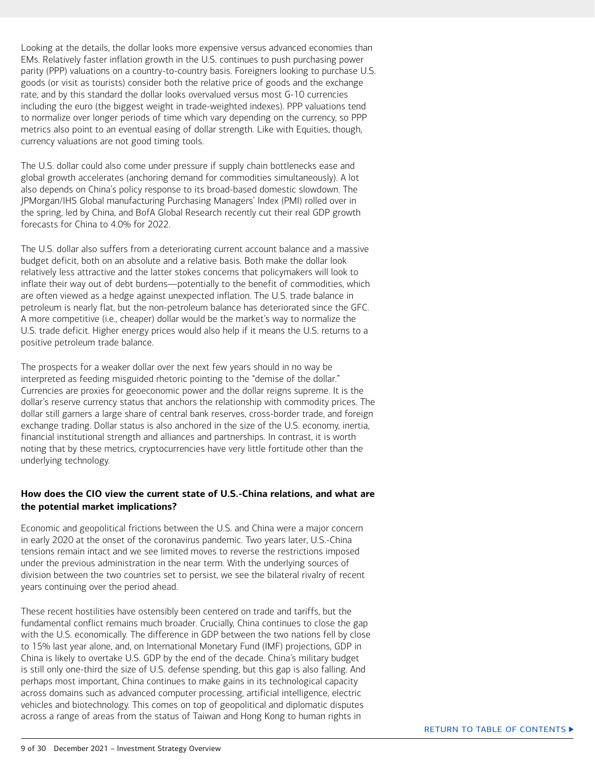Looking at the details, the dollar looks more expensive versus advanced economies than EMs. Relatively faster inflation growth in the U.S. continues to push purchasing power parity (PPP) valuations on a country-to-country basis. Foreigners looking to purchase U.S. goods (or visit as tourists) consider both the relative price of goods and the exchange rate, and by this standard the dollar looks overvalued versus most G-10 currencies including the euro (the biggest weight in trade-weighted indexes). PPP valuations tend to normalize over longer periods of time which vary depending on the currency, so PPP metrics also point to an eventual easing of dollar strength. Like with Equities, though, currency valuations are not good timing tools.

The U.S. dollar could also come under pressure if supply chain bottlenecks ease and global growth accelerates (anchoring demand for commodities simultaneously). A lot also depends on China's policy response to its broad-based domestic slowdown. The JPMorgan/IHS Global manufacturing Purchasing Managers' Index (PMI) rolled over in the spring, led by China, and BofA Global Research recently cut their real GDP growth forecasts for China to 4.0% for 2022.

The U.S. dollar also suffers from a deteriorating current account balance and a massive budget deficit, both on an absolute and a relative basis. Both make the dollar look relatively less attractive and the latter stokes concerns that policymakers will look to inflate their way out of debt burdens—potentially to the benefit of commodities, which are often viewed as a hedge against unexpected inflation. The U.S. trade balance in petroleum is nearly flat, but the non-petroleum balance has deteriorated since the GFC. A more competitive (i.e., cheaper) dollar would be the market's way to normalize the U.S. trade deficit. Higher energy prices would also help if it means the U.S. returns to a positive petroleum trade balance.

The prospects for a weaker dollar over the next few years should in no way be interpreted as feeding misguided rhetoric pointing to the "demise of the dollar." Currencies are proxies for geoeconomic power and the dollar reigns supreme. It is the dollar's reserve currency status that anchors the relationship with commodity prices. The dollar still garners a large share of central bank reserves, cross-border trade, and foreign exchange trading. Dollar status is also anchored in the size of the U.S. economy, inertia, financial institutional strength and alliances and partnerships. In contrast, it is worth noting that by these metrics, cryptocurrencies have very little fortitude other than the underlying technology.

**How does the CIO view the current state of U.S.-China relations, and what are the potential market implications?**

Economic and geopolitical frictions between the U.S. and China were a major concern in early 2020 at the onset of the coronavirus pandemic. Two years later, U.S.-China tensions remain intact and we see limited moves to reverse the restrictions imposed under the previous administration in the near term. With the underlying sources of division between the two countries set to persist, we see the bilateral rivalry of recent years continuing over the period ahead.

These recent hostilities have ostensibly been centered on trade and tariffs, but the fundamental conflict remains much broader. Crucially, China continues to close the gap with the U.S. economically. The difference in GDP between the two nations fell by close to 15% last year alone, and, on International Monetary Fund (IMF) projections, GDP in China is likely to overtake U.S. GDP by the end of the decade. China's military budget is still only one-third the size of U.S. defense spending, but this gap is also falling. And perhaps most important, China continues to make gains in its technological capacity across domains such as advanced computer processing, artificial intelligence, electric vehicles and biotechnology. This comes on top of geopolitical and diplomatic disputes across a range of areas from the status of Taiwan and Hong Kong to human rights in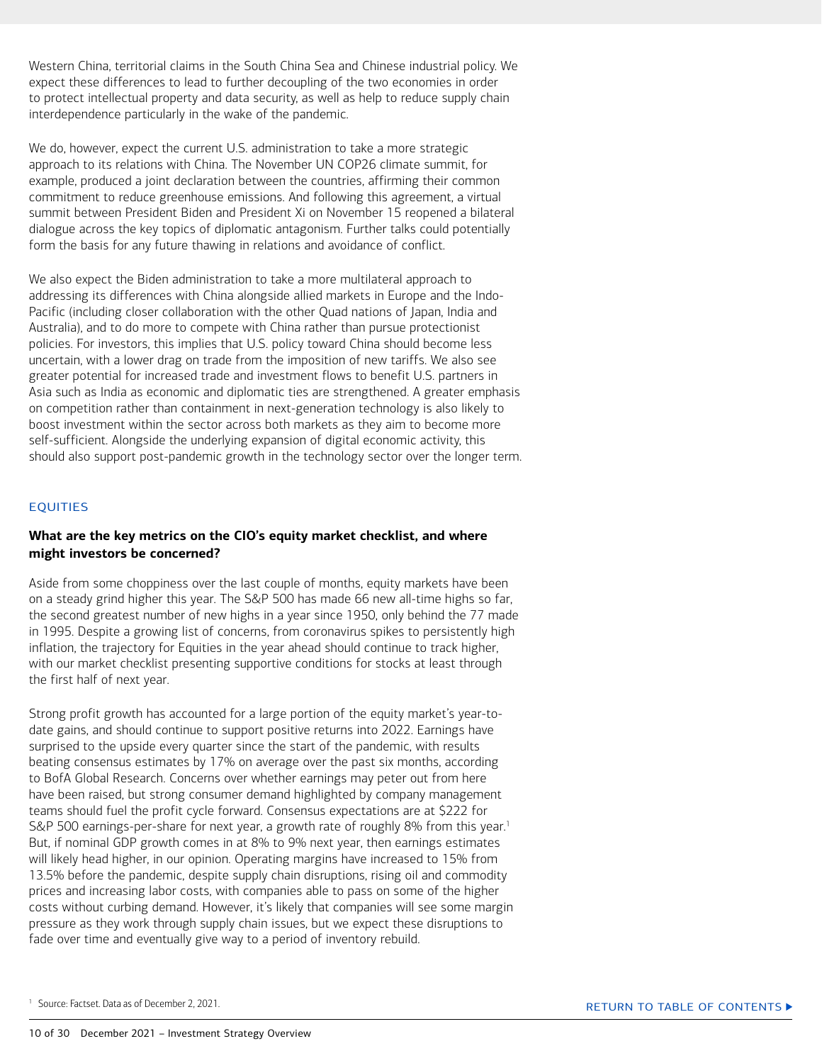Western China, territorial claims in the South China Sea and Chinese industrial policy. We expect these differences to lead to further decoupling of the two economies in order to protect intellectual property and data security, as well as help to reduce supply chain interdependence particularly in the wake of the pandemic.

We do, however, expect the current U.S. administration to take a more strategic approach to its relations with China. The November UN COP26 climate summit, for example, produced a joint declaration between the countries, affirming their common commitment to reduce greenhouse emissions. And following this agreement, a virtual summit between President Biden and President Xi on November 15 reopened a bilateral dialogue across the key topics of diplomatic antagonism. Further talks could potentially form the basis for any future thawing in relations and avoidance of conflict.

We also expect the Biden administration to take a more multilateral approach to addressing its differences with China alongside allied markets in Europe and the Indo-Pacific (including closer collaboration with the other Quad nations of Japan, India and Australia), and to do more to compete with China rather than pursue protectionist policies. For investors, this implies that U.S. policy toward China should become less uncertain, with a lower drag on trade from the imposition of new tariffs. We also see greater potential for increased trade and investment flows to benefit U.S. partners in Asia such as India as economic and diplomatic ties are strengthened. A greater emphasis on competition rather than containment in next-generation technology is also likely to boost investment within the sector across both markets as they aim to become more self-sufficient. Alongside the underlying expansion of digital economic activity, this should also support post-pandemic growth in the technology sector over the longer term.

## EQUITIES

### What are the key metrics on the CIO's equity market checklist, and where might investors be concerned?

Aside from some choppiness over the last couple of months, equity markets have been on a steady grind higher this year. The S&P 500 has made 66 new all-time highs so far, the second greatest number of new highs in a year since 1950, only behind the 77 made in 1995. Despite a growing list of concerns, from coronavirus spikes to persistently high inflation, the trajectory for Equities in the year ahead should continue to track higher, with our market checklist presenting supportive conditions for stocks at least through the first half of next year.

Strong profit growth has accounted for a large portion of the equity market's year-to-date gains, and should continue to support positive returns into 2022. Earnings have surprised to the upside every quarter since the start of the pandemic, with results beating consensus estimates by 17% on average over the past six months, according to BofA Global Research. Concerns over whether earnings may peter out from here have been raised, but strong consumer demand highlighted by company management teams should fuel the profit cycle forward. Consensus expectations are at $222 for S&P 500 earnings-per-share for next year, a growth rate of roughly 8% from this year.[1] But, if nominal GDP growth comes in at 8% to 9% next year, then earnings estimates will likely head higher, in our opinion. Operating margins have increased to 15% from 13.5% before the pandemic, despite supply chain disruptions, rising oil and commodity prices and increasing labor costs, with companies able to pass on some of the higher costs without curbing demand. However, it's likely that companies will see some margin pressure as they work through supply chain issues, but we expect these disruptions to fade over time and eventually give way to a period of inventory rebuild.

[1] Source: Factset. Data as of December 2, 2021.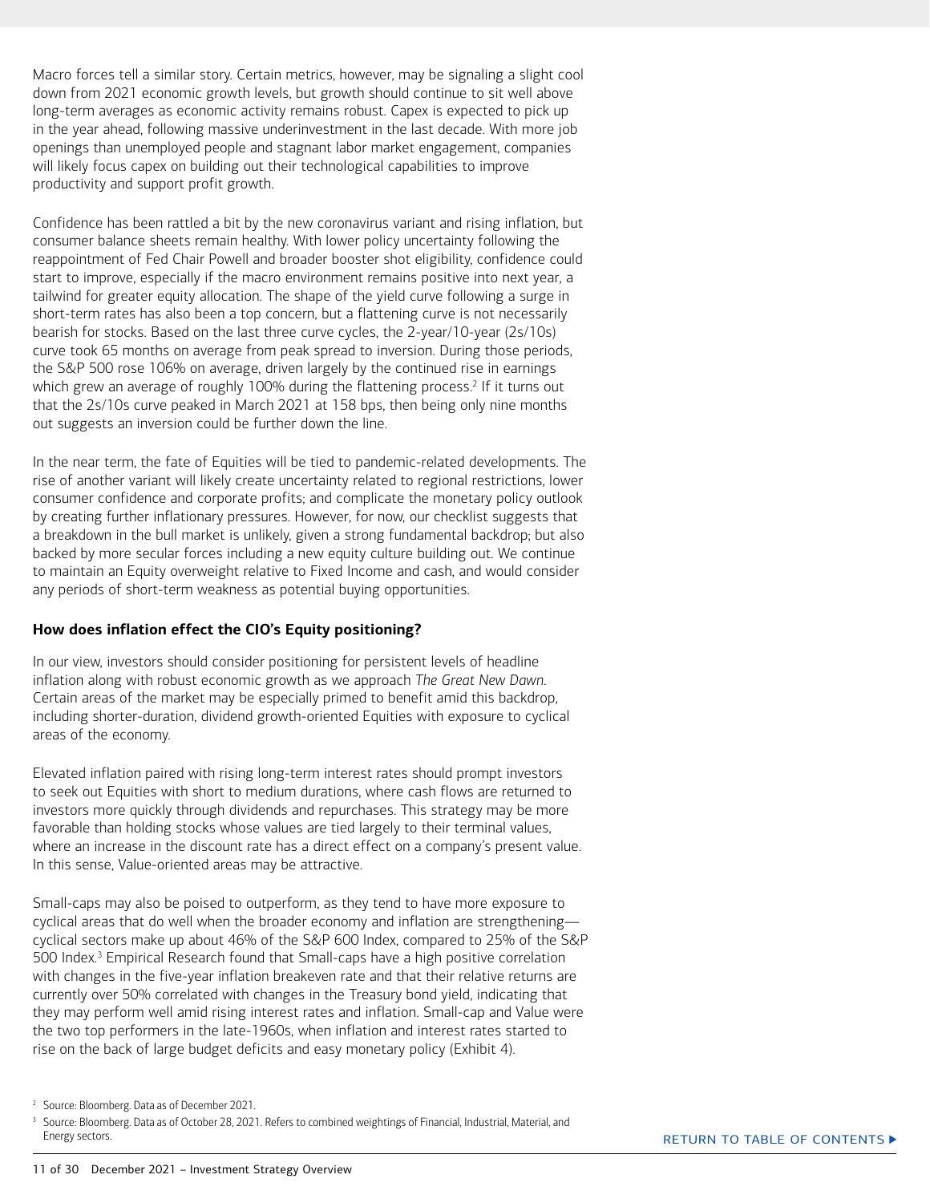Macro forces tell a similar story. Certain metrics, however, may be signaling a slight cool down from 2021 economic growth levels, but growth should continue to sit well above long-term averages as economic activity remains robust. Capex is expected to pick up in the year ahead, following massive underinvestment in the last decade. With more job openings than unemployed people and stagnant labor market engagement, companies will likely focus capex on building out their technological capabilities to improve productivity and support profit growth.

Confidence has been rattled a bit by the new coronavirus variant and rising inflation, but consumer balance sheets remain healthy. With lower policy uncertainty following the reappointment of Fed Chair Powell and broader booster shot eligibility, confidence could start to improve, especially if the macro environment remains positive into next year, a tailwind for greater equity allocation. The shape of the yield curve following a surge in short-term rates has also been a top concern, but a flattening curve is not necessarily bearish for stocks. Based on the last three curve cycles, the 2-year/10-year (2s/10s) curve took 65 months on average from peak spread to inversion. During those periods, the S&P 500 rose 106% on average, driven largely by the continued rise in earnings which grew an average of roughly 100% during the flattening process.[2] If it turns out that the 2s/10s curve peaked in March 2021 at 158 bps, then being only nine months out suggests an inversion could be further down the line.

In the near term, the fate of Equities will be tied to pandemic-related developments. The rise of another variant will likely create uncertainty related to regional restrictions, lower consumer confidence and corporate profits; and complicate the monetary policy outlook by creating further inflationary pressures. However, for now, our checklist suggests that a breakdown in the bull market is unlikely, given a strong fundamental backdrop; but also backed by more secular forces including a new equity culture building out. We continue to maintain an Equity overweight relative to Fixed Income and cash, and would consider any periods of short-term weakness as potential buying opportunities.

**How does inflation effect the CIO's Equity positioning?**

In our view, investors should consider positioning for persistent levels of headline inflation along with robust economic growth as we approach *The Great New Dawn*. Certain areas of the market may be especially primed to benefit amid this backdrop, including shorter-duration, dividend growth-oriented Equities with exposure to cyclical areas of the economy.

Elevated inflation paired with rising long-term interest rates should prompt investors to seek out Equities with short to medium durations, where cash flows are returned to investors more quickly through dividends and repurchases. This strategy may be more favorable than holding stocks whose values are tied largely to their terminal values, where an increase in the discount rate has a direct effect on a company's present value. In this sense, Value-oriented areas may be attractive.

Small-caps may also be poised to outperform, as they tend to have more exposure to cyclical areas that do well when the broader economy and inflation are strengthening—cyclical sectors make up about 46% of the S&P 600 Index, compared to 25% of the S&P 500 Index.[3] Empirical Research found that Small-caps have a high positive correlation with changes in the five-year inflation breakeven rate and that their relative returns are currently over 50% correlated with changes in the Treasury bond yield, indicating that they may perform well amid rising interest rates and inflation. Small-cap and Value were the two top performers in the late-1960s, when inflation and interest rates started to rise on the back of large budget deficits and easy monetary policy (Exhibit 4).

[2] Source: Bloomberg. Data as of December 2021.

[3] Source: Bloomberg. Data as of October 28, 2021. Refers to combined weightings of Financial, Industrial, Material, and Energy sectors.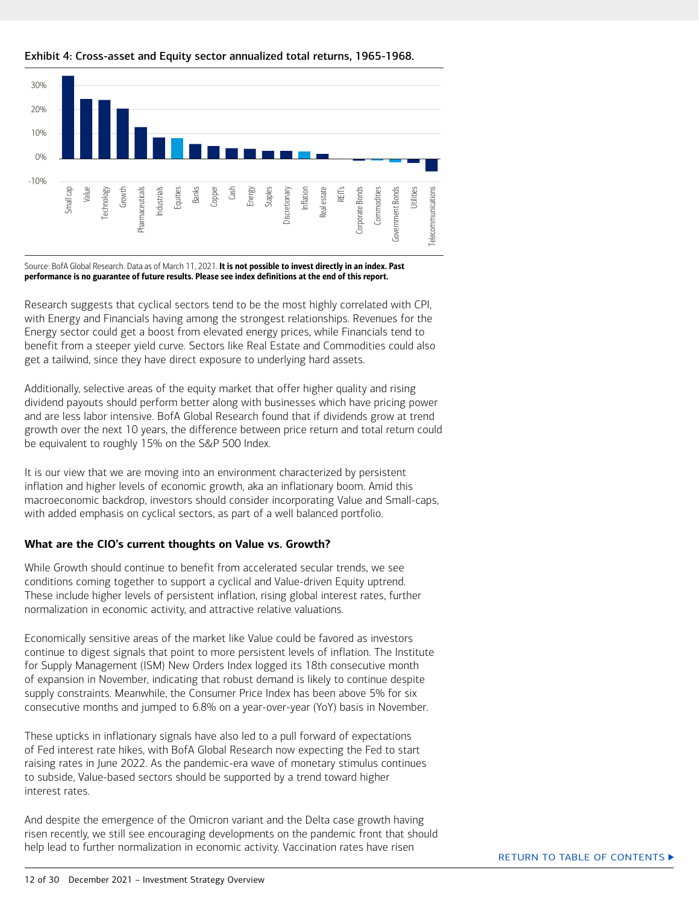**Exhibit 4: Cross-asset and Equity sector annualized total returns, 1965-1968.**

Source: BofA Global Research. Data as of March 11, 2021. **It is not possible to invest directly in an index. Past performance is no guarantee of future results. Please see index definitions at the end of this report.**

Research suggests that cyclical sectors tend to be the most highly correlated with CPI, with Energy and Financials having among the strongest relationships. Revenues for the Energy sector could get a boost from elevated energy prices, while Financials tend to benefit from a steeper yield curve. Sectors like Real Estate and Commodities could also get a tailwind, since they have direct exposure to underlying hard assets.

Additionally, selective areas of the equity market that offer higher quality and rising dividend payouts should perform better along with businesses which have pricing power and are less labor intensive. BofA Global Research found that if dividends grow at trend growth over the next 10 years, the difference between price return and total return could be equivalent to roughly 15% on the S&P 500 Index.

It is our view that we are moving into an environment characterized by persistent inflation and higher levels of economic growth, aka an inflationary boom. Amid this macroeconomic backdrop, investors should consider incorporating Value and Small-caps, with added emphasis on cyclical sectors, as part of a well balanced portfolio.

**What are the CIO's current thoughts on Value vs. Growth?**

While Growth should continue to benefit from accelerated secular trends, we see conditions coming together to support a cyclical and Value-driven Equity uptrend. These include higher levels of persistent inflation, rising global interest rates, further normalization in economic activity, and attractive relative valuations.

Economically sensitive areas of the market like Value could be favored as investors continue to digest signals that point to more persistent levels of inflation. The Institute for Supply Management (ISM) New Orders Index logged its 18th consecutive month of expansion in November, indicating that robust demand is likely to continue despite supply constraints. Meanwhile, the Consumer Price Index has been above 5% for six consecutive months and jumped to 6.8% on a year-over-year (YoY) basis in November.

These upticks in inflationary signals have also led to a pull forward of expectations of Fed interest rate hikes, with BofA Global Research now expecting the Fed to start raising rates in June 2022. As the pandemic-era wave of monetary stimulus continues to subside, Value-based sectors should be supported by a trend toward higher interest rates.

And despite the emergence of the Omicron variant and the Delta case growth having risen recently, we still see encouraging developments on the pandemic front that should help lead to further normalization in economic activity. Vaccination rates have risen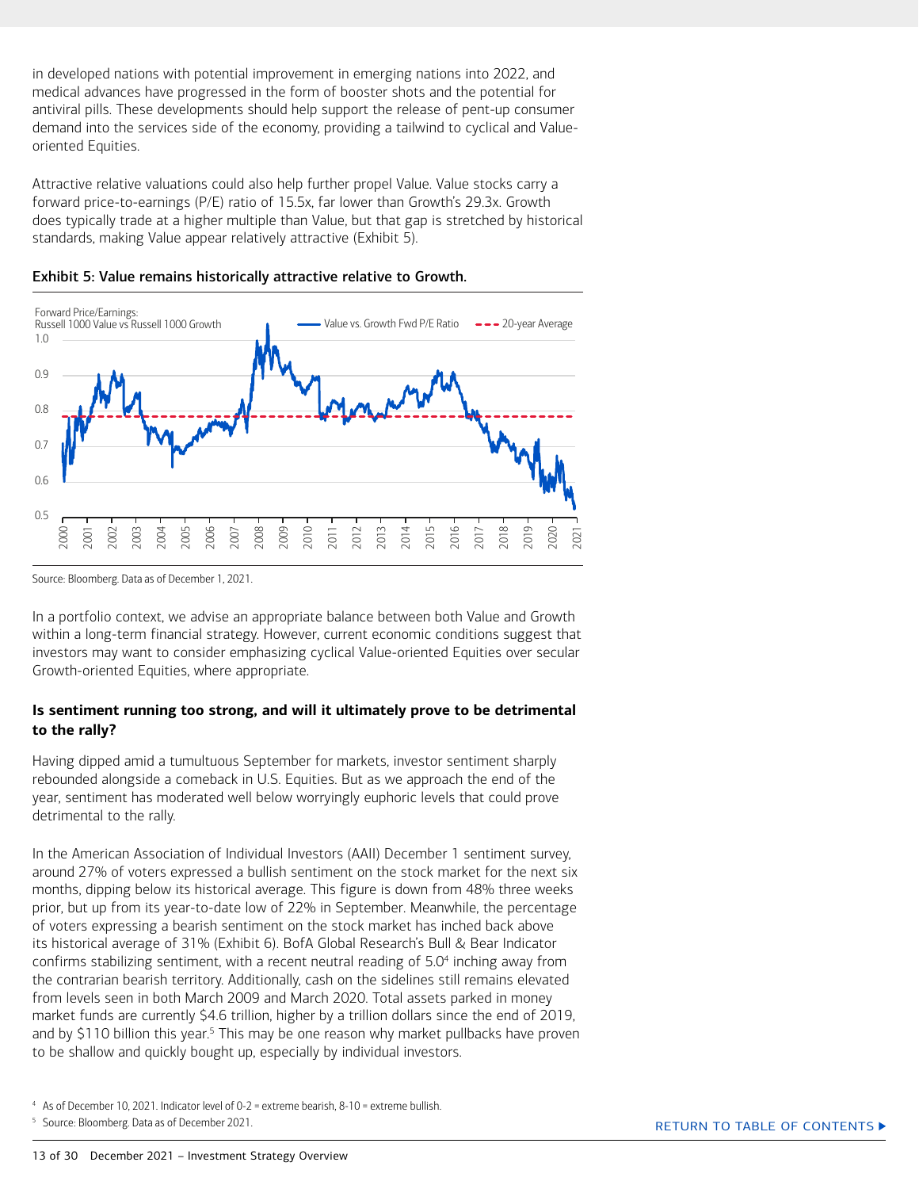in developed nations with potential improvement in emerging nations into 2022, and medical advances have progressed in the form of booster shots and the potential for antiviral pills. These developments should help support the release of pent-up consumer demand into the services side of the economy, providing a tailwind to cyclical and Value-oriented Equities.

Attractive relative valuations could also help further propel Value. Value stocks carry a forward price-to-earnings (P/E) ratio of 15.5x, far lower than Growth's 29.3x. Growth does typically trade at a higher multiple than Value, but that gap is stretched by historical standards, making Value appear relatively attractive (Exhibit 5).

**Exhibit 5: Value remains historically attractive relative to Growth.**

Source: Bloomberg. Data as of December 1, 2021.

In a portfolio context, we advise an appropriate balance between both Value and Growth within a long-term financial strategy. However, current economic conditions suggest that investors may want to consider emphasizing cyclical Value-oriented Equities over secular Growth-oriented Equities, where appropriate.

### Is sentiment running too strong, and will it ultimately prove to be detrimental to the rally?

Having dipped amid a tumultuous September for markets, investor sentiment sharply rebounded alongside a comeback in U.S. Equities. But as we approach the end of the year, sentiment has moderated well below worryingly euphoric levels that could prove detrimental to the rally.

In the American Association of Individual Investors (AAII) December 1 sentiment survey, around 27% of voters expressed a bullish sentiment on the stock market for the next six months, dipping below its historical average. This figure is down from 48% three weeks prior, but up from its year-to-date low of 22% in September. Meanwhile, the percentage of voters expressing a bearish sentiment on the stock market has inched back above its historical average of 31% (Exhibit 6). BofA Global Research's Bull & Bear Indicator confirms stabilizing sentiment, with a recent neutral reading of 5.0[4] inching away from the contrarian bearish territory. Additionally, cash on the sidelines still remains elevated from levels seen in both March 2009 and March 2020. Total assets parked in money market funds are currently $4.6 trillion, higher by a trillion dollars since the end of 2019, and by $110 billion this year.[5] This may be one reason why market pullbacks have proven to be shallow and quickly bought up, especially by individual investors.

[4] As of December 10, 2021. Indicator level of 0-2 = extreme bearish, 8-10 = extreme bullish.

[5] Source: Bloomberg. Data as of December 2021.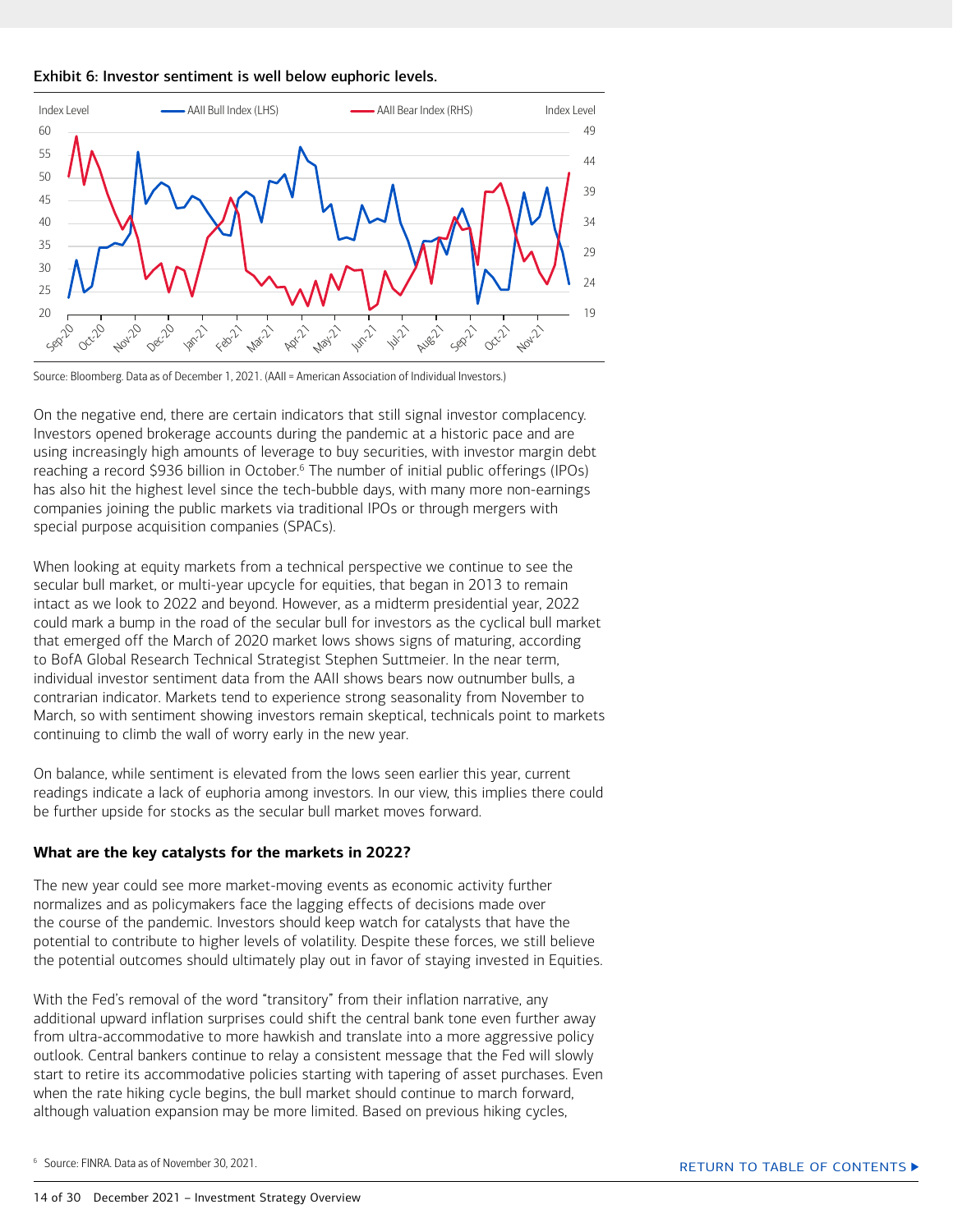**Exhibit 6: Investor sentiment is well below euphoric levels.**

Source: Bloomberg. Data as of December 1, 2021. (AAII = American Association of Individual Investors.)

On the negative end, there are certain indicators that still signal investor complacency. Investors opened brokerage accounts during the pandemic at a historic pace and are using increasingly high amounts of leverage to buy securities, with investor margin debt reaching a record $936 billion in October.[6] The number of initial public offerings (IPOs) has also hit the highest level since the tech-bubble days, with many more non-earnings companies joining the public markets via traditional IPOs or through mergers with special purpose acquisition companies (SPACs).

When looking at equity markets from a technical perspective we continue to see the secular bull market, or multi-year upcycle for equities, that began in 2013 to remain intact as we look to 2022 and beyond. However, as a midterm presidential year, 2022 could mark a bump in the road of the secular bull for investors as the cyclical bull market that emerged off the March of 2020 market lows shows signs of maturing, according to BofA Global Research Technical Strategist Stephen Suttmeier. In the near term, individual investor sentiment data from the AAII shows bears now outnumber bulls, a contrarian indicator. Markets tend to experience strong seasonality from November to March, so with sentiment showing investors remain skeptical, technicals point to markets continuing to climb the wall of worry early in the new year.

On balance, while sentiment is elevated from the lows seen earlier this year, current readings indicate a lack of euphoria among investors. In our view, this implies there could be further upside for stocks as the secular bull market moves forward.

**What are the key catalysts for the markets in 2022?**

The new year could see more market-moving events as economic activity further normalizes and as policymakers face the lagging effects of decisions made over the course of the pandemic. Investors should keep watch for catalysts that have the potential to contribute to higher levels of volatility. Despite these forces, we still believe the potential outcomes should ultimately play out in favor of staying invested in Equities.

With the Fed's removal of the word "transitory" from their inflation narrative, any additional upward inflation surprises could shift the central bank tone even further away from ultra-accommodative to more hawkish and translate into a more aggressive policy outlook. Central bankers continue to relay a consistent message that the Fed will slowly start to retire its accommodative policies starting with tapering of asset purchases. Even when the rate hiking cycle begins, the bull market should continue to march forward, although valuation expansion may be more limited. Based on previous hiking cycles,

[6] Source: FINRA. Data as of November 30, 2021.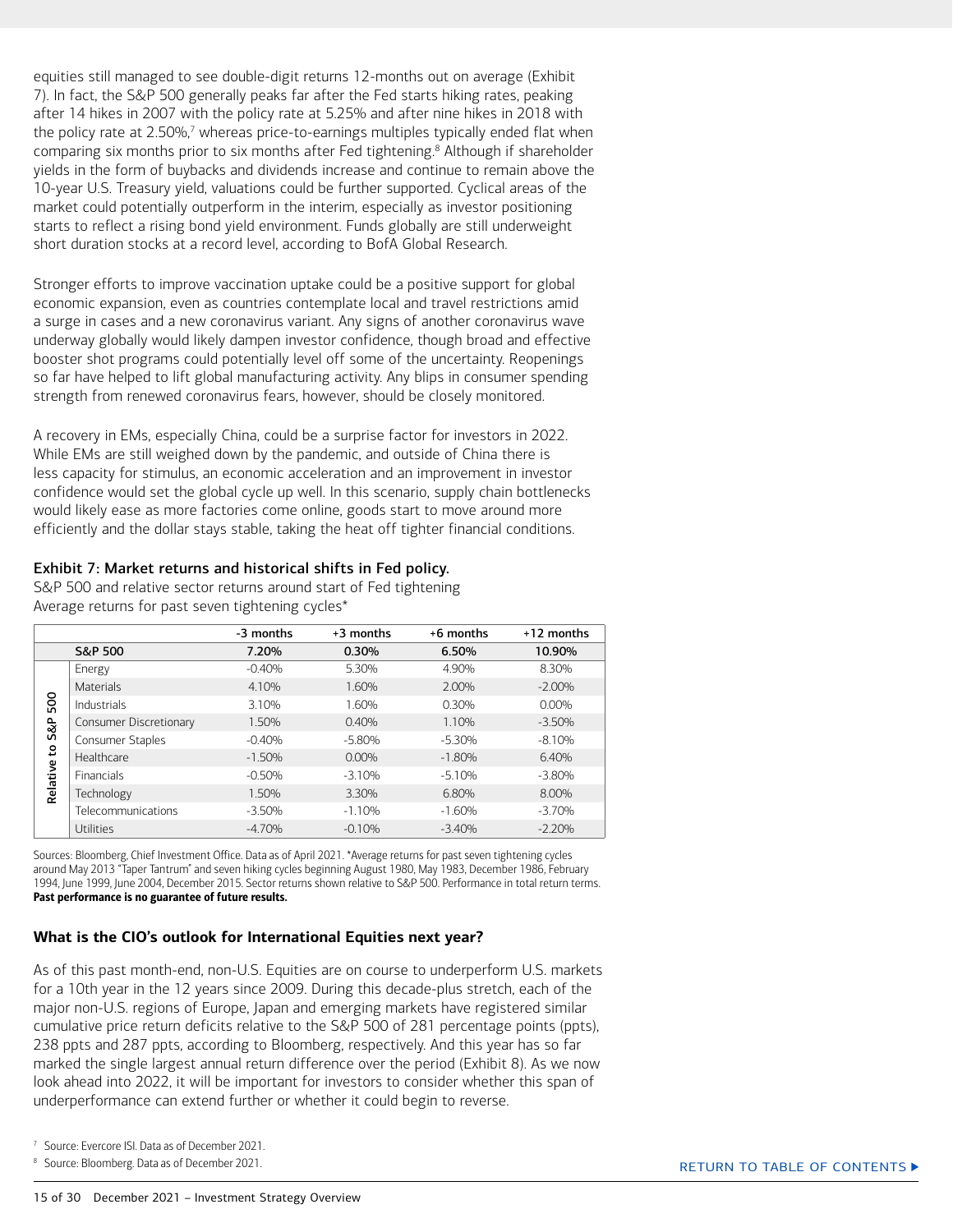equities still managed to see double-digit returns 12-months out on average (Exhibit 7). In fact, the S&P 500 generally peaks far after the Fed starts hiking rates, peaking after 14 hikes in 2007 with the policy rate at 5.25% and after nine hikes in 2018 with the policy rate at 2.50%,[7] whereas price-to-earnings multiples typically ended flat when comparing six months prior to six months after Fed tightening.[8] Although if shareholder yields in the form of buybacks and dividends increase and continue to remain above the 10-year U.S. Treasury yield, valuations could be further supported. Cyclical areas of the market could potentially outperform in the interim, especially as investor positioning starts to reflect a rising bond yield environment. Funds globally are still underweight short duration stocks at a record level, according to BofA Global Research.

Stronger efforts to improve vaccination uptake could be a positive support for global economic expansion, even as countries contemplate local and travel restrictions amid a surge in cases and a new coronavirus variant. Any signs of another coronavirus wave underway globally would likely dampen investor confidence, though broad and effective booster shot programs could potentially level off some of the uncertainty. Reopenings so far have helped to lift global manufacturing activity. Any blips in consumer spending strength from renewed coronavirus fears, however, should be closely monitored.

A recovery in EMs, especially China, could be a surprise factor for investors in 2022. While EMs are still weighed down by the pandemic, and outside of China there is less capacity for stimulus, an economic acceleration and an improvement in investor confidence would set the global cycle up well. In this scenario, supply chain bottlenecks would likely ease as more factories come online, goods start to move around more efficiently and the dollar stays stable, taking the heat off tighter financial conditions.

**Exhibit 7: Market returns and historical shifts in Fed policy.**

S&P 500 and relative sector returns around start of Fed tightening

Average returns for past seven tightening cycles*

| | | -3 months | +3 months | +6 months | +12 months |
|---|---|---|---|---|---|
| | **S&P 500** | **7.20%** | **0.30%** | **6.50%** | **10.90%** |
| Relative to S&P 500 | Energy | -0.40% | 5.30% | 4.90% | 8.30% |
| | Materials | 4.10% | 1.60% | 2.00% | -2.00% |
| | Industrials | 3.10% | 1.60% | 0.30% | 0.00% |
| | Consumer Discretionary | 1.50% | 0.40% | 1.10% | -3.50% |
| | Consumer Staples | -0.40% | -5.80% | -5.30% | -8.10% |
| | Healthcare | -1.50% | 0.00% | -1.80% | 6.40% |
| | Financials | -0.50% | -3.10% | -5.10% | -3.80% |
| | Technology | 1.50% | 3.30% | 6.80% | 8.00% |
| | Telecommunications | -3.50% | -1.10% | -1.60% | -3.70% |
| | Utilities | -4.70% | -0.10% | -3.40% | -2.20% |

Sources: Bloomberg, Chief Investment Office. Data as of April 2021. *Average returns for past seven tightening cycles around May 2013 "Taper Tantrum" and seven hiking cycles beginning August 1980, May 1983, December 1986, February 1994, June 1999, June 2004, December 2015. Sector returns shown relative to S&P 500. Performance in total return terms. **Past performance is no guarantee of future results.**

### What is the CIO's outlook for International Equities next year?

As of this past month-end, non-U.S. Equities are on course to underperform U.S. markets for a 10th year in the 12 years since 2009. During this decade-plus stretch, each of the major non-U.S. regions of Europe, Japan and emerging markets have registered similar cumulative price return deficits relative to the S&P 500 of 281 percentage points (ppts), 238 ppts and 287 ppts, according to Bloomberg, respectively. And this year has so far marked the single largest annual return difference over the period (Exhibit 8). As we now look ahead into 2022, it will be important for investors to consider whether this span of underperformance can extend further or whether it could begin to reverse.

[7] Source: Evercore ISI. Data as of December 2021.

[8] Source: Bloomberg. Data as of December 2021.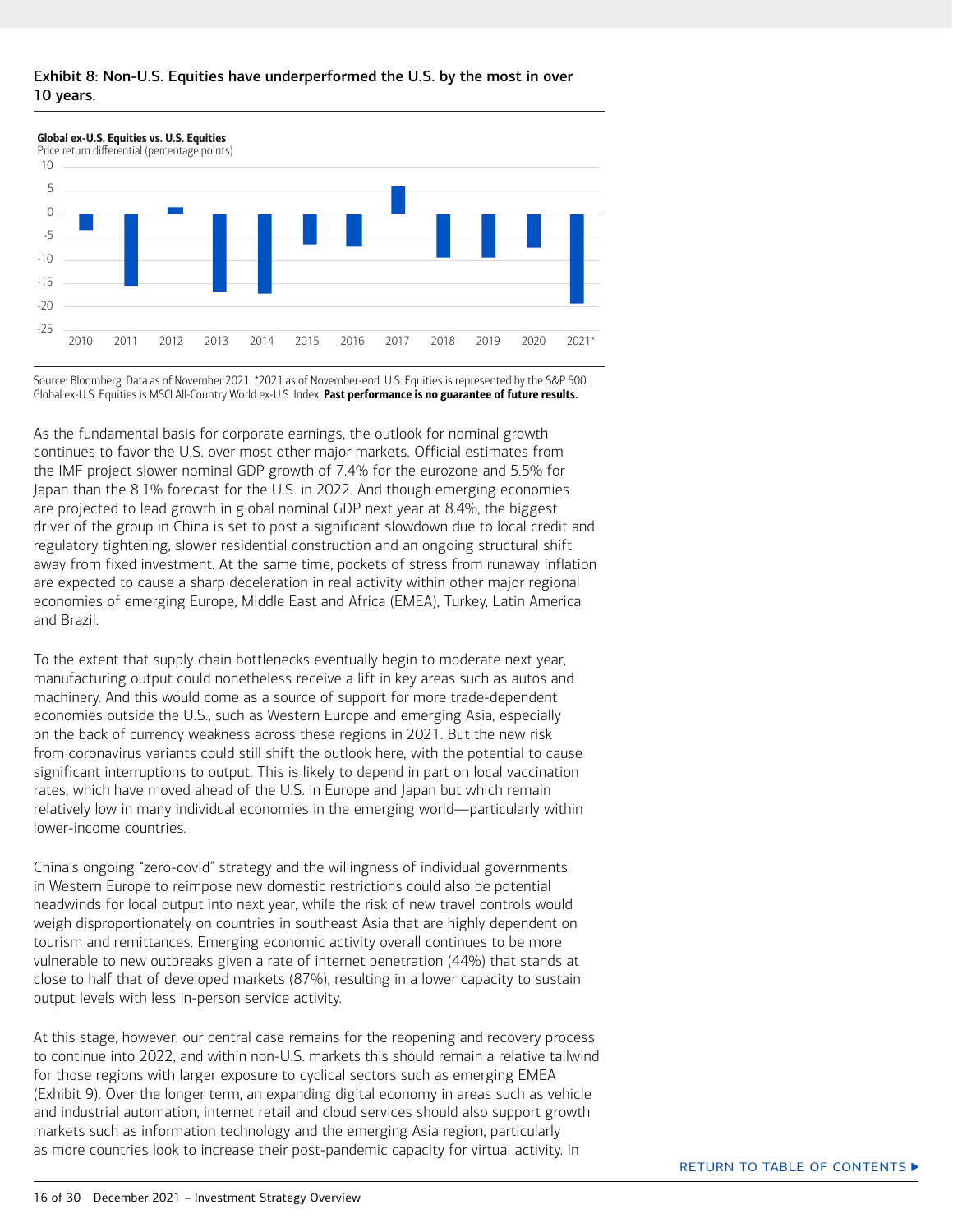**Exhibit 8: Non-U.S. Equities have underperformed the U.S. by the most in over 10 years.**

**Global ex-U.S. Equities vs. U.S. Equities**
Price return differential (percentage points)

Source: Bloomberg. Data as of November 2021. *2021 as of November-end. U.S. Equities is represented by the S&P 500. Global ex-U.S. Equities is MSCI All-Country World ex-U.S. Index. **Past performance is no guarantee of future results.**

As the fundamental basis for corporate earnings, the outlook for nominal growth continues to favor the U.S. over most other major markets. Official estimates from the IMF project slower nominal GDP growth of 7.4% for the eurozone and 5.5% for Japan than the 8.1% forecast for the U.S. in 2022. And though emerging economies are projected to lead growth in global nominal GDP next year at 8.4%, the biggest driver of the group in China is set to post a significant slowdown due to local credit and regulatory tightening, slower residential construction and an ongoing structural shift away from fixed investment. At the same time, pockets of stress from runaway inflation are expected to cause a sharp deceleration in real activity within other major regional economies of emerging Europe, Middle East and Africa (EMEA), Turkey, Latin America and Brazil.

To the extent that supply chain bottlenecks eventually begin to moderate next year, manufacturing output could nonetheless receive a lift in key areas such as autos and machinery. And this would come as a source of support for more trade-dependent economies outside the U.S., such as Western Europe and emerging Asia, especially on the back of currency weakness across these regions in 2021. But the new risk from coronavirus variants could still shift the outlook here, with the potential to cause significant interruptions to output. This is likely to depend in part on local vaccination rates, which have moved ahead of the U.S. in Europe and Japan but which remain relatively low in many individual economies in the emerging world—particularly within lower-income countries.

China's ongoing "zero-covid" strategy and the willingness of individual governments in Western Europe to reimpose new domestic restrictions could also be potential headwinds for local output into next year, while the risk of new travel controls would weigh disproportionately on countries in southeast Asia that are highly dependent on tourism and remittances. Emerging economic activity overall continues to be more vulnerable to new outbreaks given a rate of internet penetration (44%) that stands at close to half that of developed markets (87%), resulting in a lower capacity to sustain output levels with less in-person service activity.

At this stage, however, our central case remains for the reopening and recovery process to continue into 2022, and within non-U.S. markets this should remain a relative tailwind for those regions with larger exposure to cyclical sectors such as emerging EMEA (Exhibit 9). Over the longer term, an expanding digital economy in areas such as vehicle and industrial automation, internet retail and cloud services should also support growth markets such as information technology and the emerging Asia region, particularly as more countries look to increase their post-pandemic capacity for virtual activity. In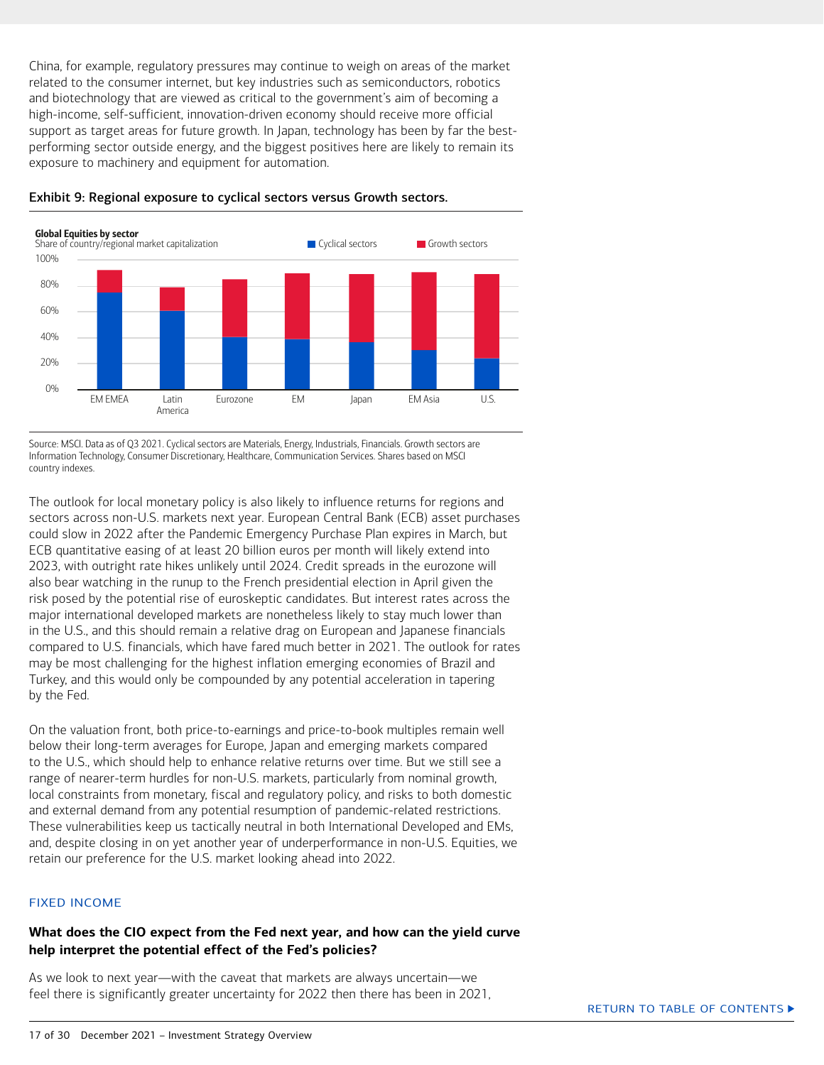China, for example, regulatory pressures may continue to weigh on areas of the market related to the consumer internet, but key industries such as semiconductors, robotics and biotechnology that are viewed as critical to the government's aim of becoming a high-income, self-sufficient, innovation-driven economy should receive more official support as target areas for future growth. In Japan, technology has been by far the best-performing sector outside energy, and the biggest positives here are likely to remain its exposure to machinery and equipment for automation.

**Exhibit 9: Regional exposure to cyclical sectors versus Growth sectors.**

**Global Equities by sector**
Share of country/regional market capitalization

Cyclical sectors | Growth sectors

100%
80%
60%
40%
20%
0%

EM EMEA | Latin America | Eurozone | EM | Japan | EM Asia | U.S.

Source: MSCI. Data as of Q3 2021. Cyclical sectors are Materials, Energy, Industrials, Financials. Growth sectors are Information Technology, Consumer Discretionary, Healthcare, Communication Services. Shares based on MSCI country indexes.

The outlook for local monetary policy is also likely to influence returns for regions and sectors across non-U.S. markets next year. European Central Bank (ECB) asset purchases could slow in 2022 after the Pandemic Emergency Purchase Plan expires in March, but ECB quantitative easing of at least 20 billion euros per month will likely extend into 2023, with outright rate hikes unlikely until 2024. Credit spreads in the eurozone will also bear watching in the runup to the French presidential election in April given the risk posed by the potential rise of euroskeptic candidates. But interest rates across the major international developed markets are nonetheless likely to stay much lower than in the U.S., and this should remain a relative drag on European and Japanese financials compared to U.S. financials, which have fared much better in 2021. The outlook for rates may be most challenging for the highest inflation emerging economies of Brazil and Turkey, and this would only be compounded by any potential acceleration in tapering by the Fed.

On the valuation front, both price-to-earnings and price-to-book multiples remain well below their long-term averages for Europe, Japan and emerging markets compared to the U.S., which should help to enhance relative returns over time. But we still see a range of nearer-term hurdles for non-U.S. markets, particularly from nominal growth, local constraints from monetary, fiscal and regulatory policy, and risks to both domestic and external demand from any potential resumption of pandemic-related restrictions. These vulnerabilities keep us tactically neutral in both International Developed and EMs, and, despite closing in on yet another year of underperformance in non-U.S. Equities, we retain our preference for the U.S. market looking ahead into 2022.

## FIXED INCOME

### What does the CIO expect from the Fed next year, and how can the yield curve help interpret the potential effect of the Fed's policies?

As we look to next year—with the caveat that markets are always uncertain—we feel there is significantly greater uncertainty for 2022 then there has been in 2021,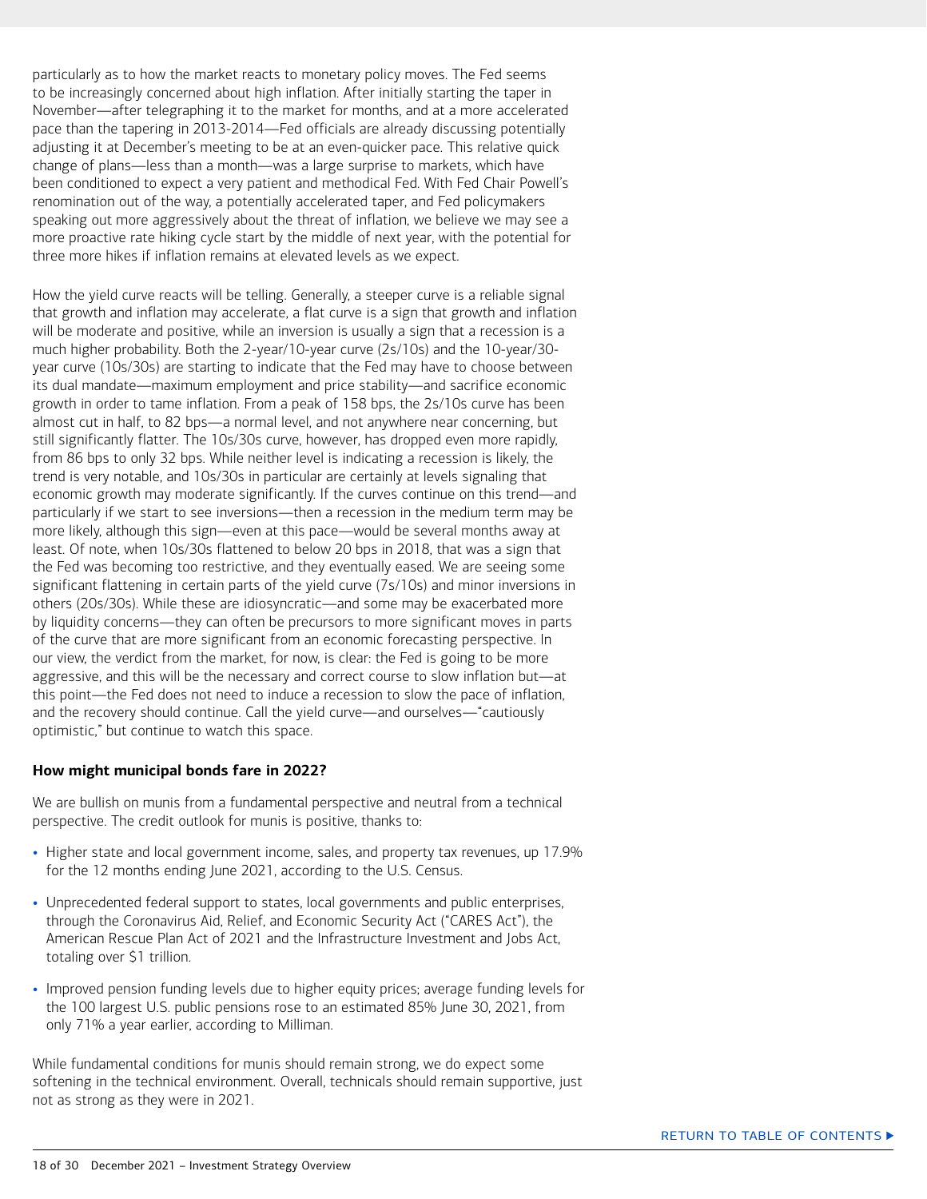particularly as to how the market reacts to monetary policy moves. The Fed seems to be increasingly concerned about high inflation. After initially starting the taper in November—after telegraphing it to the market for months, and at a more accelerated pace than the tapering in 2013-2014—Fed officials are already discussing potentially adjusting it at December's meeting to be at an even-quicker pace. This relative quick change of plans—less than a month—was a large surprise to markets, which have been conditioned to expect a very patient and methodical Fed. With Fed Chair Powell's renomination out of the way, a potentially accelerated taper, and Fed policymakers speaking out more aggressively about the threat of inflation, we believe we may see a more proactive rate hiking cycle start by the middle of next year, with the potential for three more hikes if inflation remains at elevated levels as we expect.

How the yield curve reacts will be telling. Generally, a steeper curve is a reliable signal that growth and inflation may accelerate, a flat curve is a sign that growth and inflation will be moderate and positive, while an inversion is usually a sign that a recession is a much higher probability. Both the 2-year/10-year curve (2s/10s) and the 10-year/30-year curve (10s/30s) are starting to indicate that the Fed may have to choose between its dual mandate—maximum employment and price stability—and sacrifice economic growth in order to tame inflation. From a peak of 158 bps, the 2s/10s curve has been almost cut in half, to 82 bps—a normal level, and not anywhere near concerning, but still significantly flatter. The 10s/30s curve, however, has dropped even more rapidly, from 86 bps to only 32 bps. While neither level is indicating a recession is likely, the trend is very notable, and 10s/30s in particular are certainly at levels signaling that economic growth may moderate significantly. If the curves continue on this trend—and particularly if we start to see inversions—then a recession in the medium term may be more likely, although this sign—even at this pace—would be several months away at least. Of note, when 10s/30s flattened to below 20 bps in 2018, that was a sign that the Fed was becoming too restrictive, and they eventually eased. We are seeing some significant flattening in certain parts of the yield curve (7s/10s) and minor inversions in others (20s/30s). While these are idiosyncratic—and some may be exacerbated more by liquidity concerns—they can often be precursors to more significant moves in parts of the curve that are more significant from an economic forecasting perspective. In our view, the verdict from the market, for now, is clear: the Fed is going to be more aggressive, and this will be the necessary and correct course to slow inflation but—at this point—the Fed does not need to induce a recession to slow the pace of inflation, and the recovery should continue. Call the yield curve—and ourselves—"cautiously optimistic," but continue to watch this space.

**How might municipal bonds fare in 2022?**

We are bullish on munis from a fundamental perspective and neutral from a technical perspective. The credit outlook for munis is positive, thanks to:

- Higher state and local government income, sales, and property tax revenues, up 17.9% for the 12 months ending June 2021, according to the U.S. Census.
- Unprecedented federal support to states, local governments and public enterprises, through the Coronavirus Aid, Relief, and Economic Security Act ("CARES Act"), the American Rescue Plan Act of 2021 and the Infrastructure Investment and Jobs Act, totaling over $1 trillion.
- Improved pension funding levels due to higher equity prices; average funding levels for the 100 largest U.S. public pensions rose to an estimated 85% June 30, 2021, from only 71% a year earlier, according to Milliman.

While fundamental conditions for munis should remain strong, we do expect some softening in the technical environment. Overall, technicals should remain supportive, just not as strong as they were in 2021.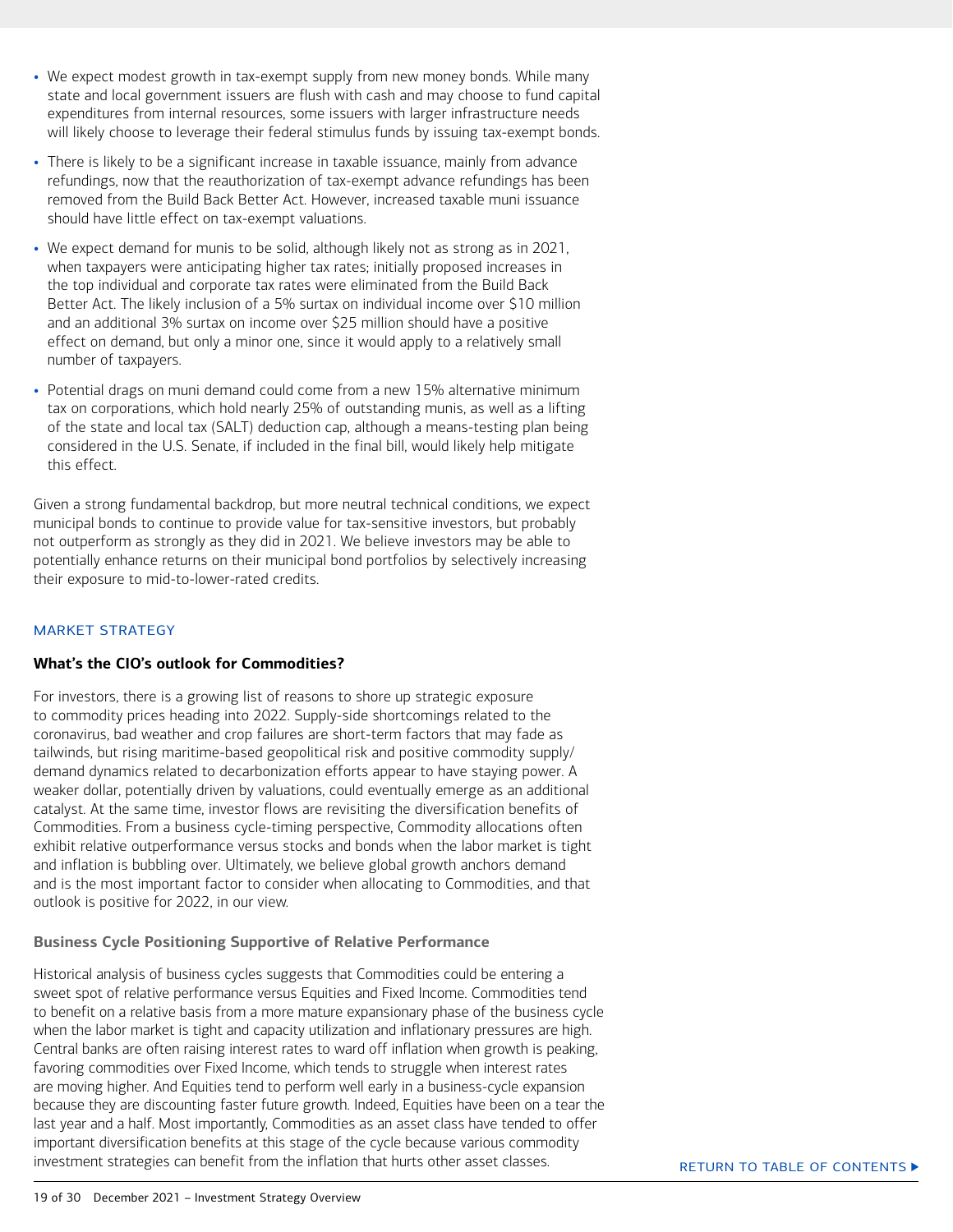- We expect modest growth in tax-exempt supply from new money bonds. While many state and local government issuers are flush with cash and may choose to fund capital expenditures from internal resources, some issuers with larger infrastructure needs will likely choose to leverage their federal stimulus funds by issuing tax-exempt bonds.
- There is likely to be a significant increase in taxable issuance, mainly from advance refundings, now that the reauthorization of tax-exempt advance refundings has been removed from the Build Back Better Act. However, increased taxable muni issuance should have little effect on tax-exempt valuations.
- We expect demand for munis to be solid, although likely not as strong as in 2021, when taxpayers were anticipating higher tax rates; initially proposed increases in the top individual and corporate tax rates were eliminated from the Build Back Better Act. The likely inclusion of a 5% surtax on individual income over $10 million and an additional 3% surtax on income over $25 million should have a positive effect on demand, but only a minor one, since it would apply to a relatively small number of taxpayers.
- Potential drags on muni demand could come from a new 15% alternative minimum tax on corporations, which hold nearly 25% of outstanding munis, as well as a lifting of the state and local tax (SALT) deduction cap, although a means-testing plan being considered in the U.S. Senate, if included in the final bill, would likely help mitigate this effect.

Given a strong fundamental backdrop, but more neutral technical conditions, we expect municipal bonds to continue to provide value for tax-sensitive investors, but probably not outperform as strongly as they did in 2021. We believe investors may be able to potentially enhance returns on their municipal bond portfolios by selectively increasing their exposure to mid-to-lower-rated credits.

MARKET STRATEGY

## What's the CIO's outlook for Commodities?

For investors, there is a growing list of reasons to shore up strategic exposure to commodity prices heading into 2022. Supply-side shortcomings related to the coronavirus, bad weather and crop failures are short-term factors that may fade as tailwinds, but rising maritime-based geopolitical risk and positive commodity supply/demand dynamics related to decarbonization efforts appear to have staying power. A weaker dollar, potentially driven by valuations, could eventually emerge as an additional catalyst. At the same time, investor flows are revisiting the diversification benefits of Commodities. From a business cycle-timing perspective, Commodity allocations often exhibit relative outperformance versus stocks and bonds when the labor market is tight and inflation is bubbling over. Ultimately, we believe global growth anchors demand and is the most important factor to consider when allocating to Commodities, and that outlook is positive for 2022, in our view.

### Business Cycle Positioning Supportive of Relative Performance

Historical analysis of business cycles suggests that Commodities could be entering a sweet spot of relative performance versus Equities and Fixed Income. Commodities tend to benefit on a relative basis from a more mature expansionary phase of the business cycle when the labor market is tight and capacity utilization and inflationary pressures are high. Central banks are often raising interest rates to ward off inflation when growth is peaking, favoring commodities over Fixed Income, which tends to struggle when interest rates are moving higher. And Equities tend to perform well early in a business-cycle expansion because they are discounting faster future growth. Indeed, Equities have been on a tear the last year and a half. Most importantly, Commodities as an asset class have tended to offer important diversification benefits at this stage of the cycle because various commodity investment strategies can benefit from the inflation that hurts other asset classes.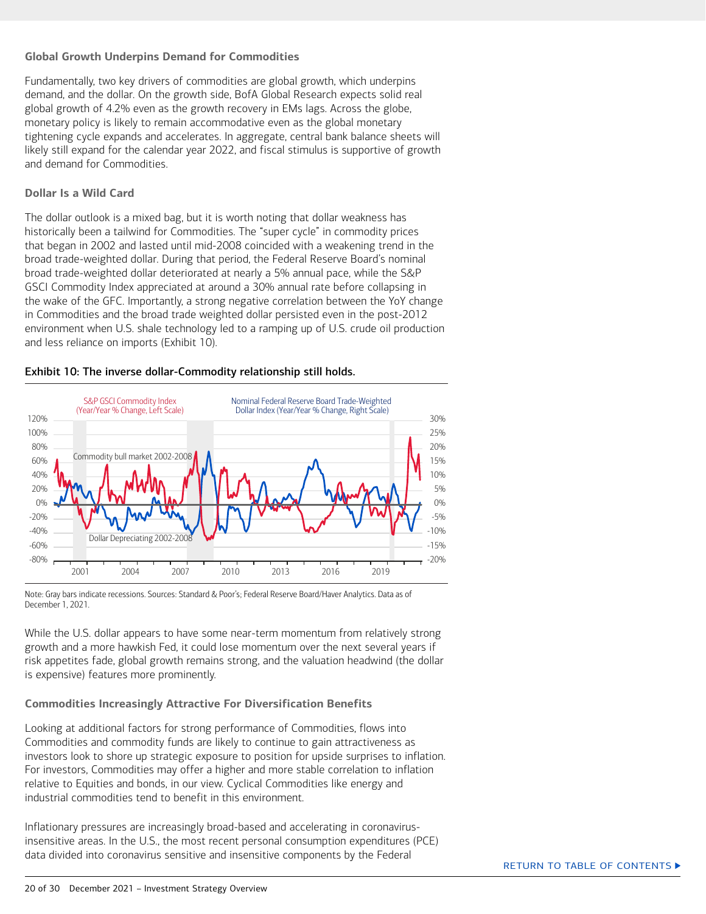### Global Growth Underpins Demand for Commodities

Fundamentally, two key drivers of commodities are global growth, which underpins demand, and the dollar. On the growth side, BofA Global Research expects solid real global growth of 4.2% even as the growth recovery in EMs lags. Across the globe, monetary policy is likely to remain accommodative even as the global monetary tightening cycle expands and accelerates. In aggregate, central bank balance sheets will likely still expand for the calendar year 2022, and fiscal stimulus is supportive of growth and demand for Commodities.

### Dollar Is a Wild Card

The dollar outlook is a mixed bag, but it is worth noting that dollar weakness has historically been a tailwind for Commodities. The "super cycle" in commodity prices that began in 2002 and lasted until mid-2008 coincided with a weakening trend in the broad trade-weighted dollar. During that period, the Federal Reserve Board's nominal broad trade-weighted dollar deteriorated at nearly a 5% annual pace, while the S&P GSCI Commodity Index appreciated at around a 30% annual rate before collapsing in the wake of the GFC. Importantly, a strong negative correlation between the YoY change in Commodities and the broad trade weighted dollar persisted even in the post-2012 environment when U.S. shale technology led to a ramping up of U.S. crude oil production and less reliance on imports (Exhibit 10).

**Exhibit 10: The inverse dollar-Commodity relationship still holds.**

Note: Gray bars indicate recessions. Sources: Standard & Poor's; Federal Reserve Board/Haver Analytics. Data as of December 1, 2021.

While the U.S. dollar appears to have some near-term momentum from relatively strong growth and a more hawkish Fed, it could lose momentum over the next several years if risk appetites fade, global growth remains strong, and the valuation headwind (the dollar is expensive) features more prominently.

### Commodities Increasingly Attractive For Diversification Benefits

Looking at additional factors for strong performance of Commodities, flows into Commodities and commodity funds are likely to continue to gain attractiveness as investors look to shore up strategic exposure to position for upside surprises to inflation. For investors, Commodities may offer a higher and more stable correlation to inflation relative to Equities and bonds, in our view. Cyclical Commodities like energy and industrial commodities tend to benefit in this environment.

Inflationary pressures are increasingly broad-based and accelerating in coronavirus-insensitive areas. In the U.S., the most recent personal consumption expenditures (PCE) data divided into coronavirus sensitive and insensitive components by the Federal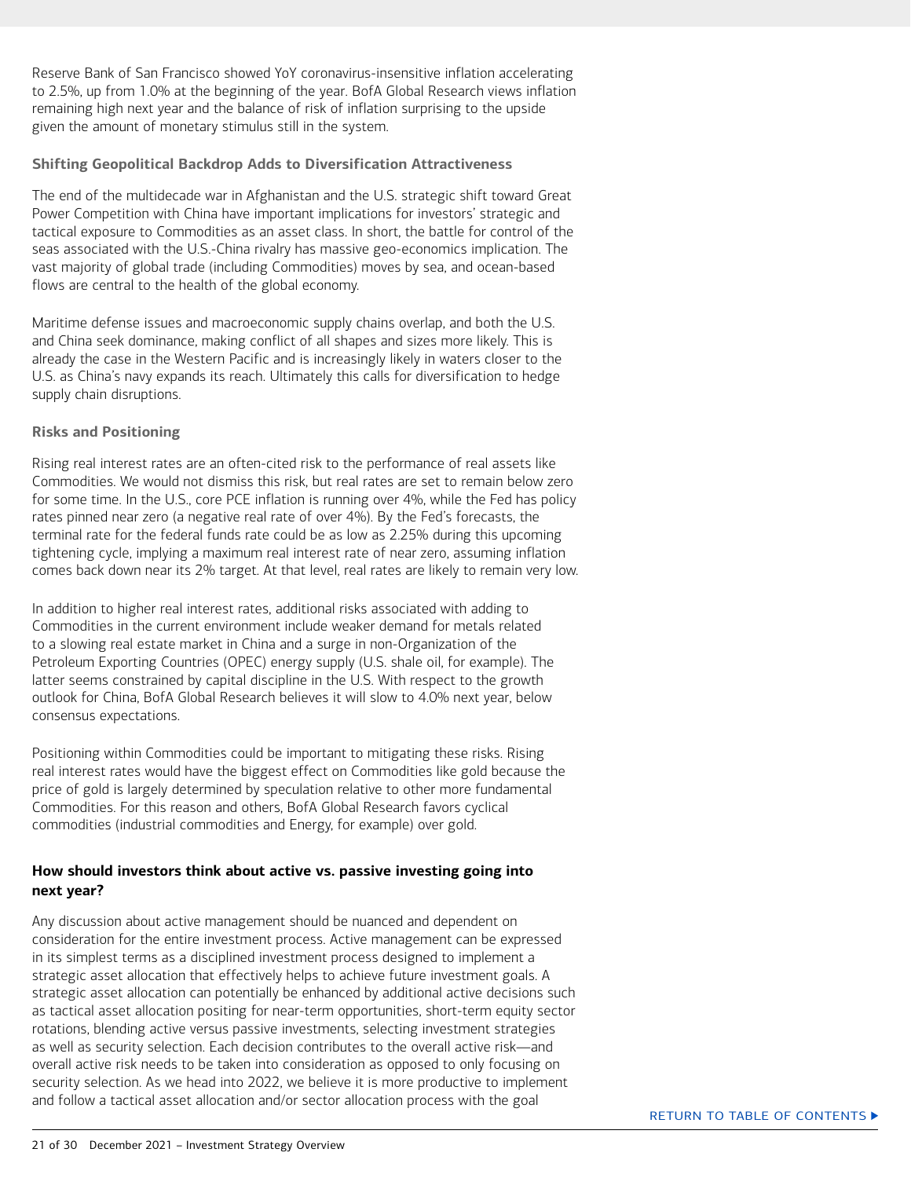Reserve Bank of San Francisco showed YoY coronavirus-insensitive inflation accelerating to 2.5%, up from 1.0% at the beginning of the year. BofA Global Research views inflation remaining high next year and the balance of risk of inflation surprising to the upside given the amount of monetary stimulus still in the system.

### Shifting Geopolitical Backdrop Adds to Diversification Attractiveness

The end of the multidecade war in Afghanistan and the U.S. strategic shift toward Great Power Competition with China have important implications for investors' strategic and tactical exposure to Commodities as an asset class. In short, the battle for control of the seas associated with the U.S.-China rivalry has massive geo-economics implication. The vast majority of global trade (including Commodities) moves by sea, and ocean-based flows are central to the health of the global economy.

Maritime defense issues and macroeconomic supply chains overlap, and both the U.S. and China seek dominance, making conflict of all shapes and sizes more likely. This is already the case in the Western Pacific and is increasingly likely in waters closer to the U.S. as China's navy expands its reach. Ultimately this calls for diversification to hedge supply chain disruptions.

### Risks and Positioning

Rising real interest rates are an often-cited risk to the performance of real assets like Commodities. We would not dismiss this risk, but real rates are set to remain below zero for some time. In the U.S., core PCE inflation is running over 4%, while the Fed has policy rates pinned near zero (a negative real rate of over 4%). By the Fed's forecasts, the terminal rate for the federal funds rate could be as low as 2.25% during this upcoming tightening cycle, implying a maximum real interest rate of near zero, assuming inflation comes back down near its 2% target. At that level, real rates are likely to remain very low.

In addition to higher real interest rates, additional risks associated with adding to Commodities in the current environment include weaker demand for metals related to a slowing real estate market in China and a surge in non-Organization of the Petroleum Exporting Countries (OPEC) energy supply (U.S. shale oil, for example). The latter seems constrained by capital discipline in the U.S. With respect to the growth outlook for China, BofA Global Research believes it will slow to 4.0% next year, below consensus expectations.

Positioning within Commodities could be important to mitigating these risks. Rising real interest rates would have the biggest effect on Commodities like gold because the price of gold is largely determined by speculation relative to other more fundamental Commodities. For this reason and others, BofA Global Research favors cyclical commodities (industrial commodities and Energy, for example) over gold.

## How should investors think about active vs. passive investing going into next year?

Any discussion about active management should be nuanced and dependent on consideration for the entire investment process. Active management can be expressed in its simplest terms as a disciplined investment process designed to implement a strategic asset allocation that effectively helps to achieve future investment goals. A strategic asset allocation can potentially be enhanced by additional active decisions such as tactical asset allocation positing for near-term opportunities, short-term equity sector rotations, blending active versus passive investments, selecting investment strategies as well as security selection. Each decision contributes to the overall active risk—and overall active risk needs to be taken into consideration as opposed to only focusing on security selection. As we head into 2022, we believe it is more productive to implement and follow a tactical asset allocation and/or sector allocation process with the goal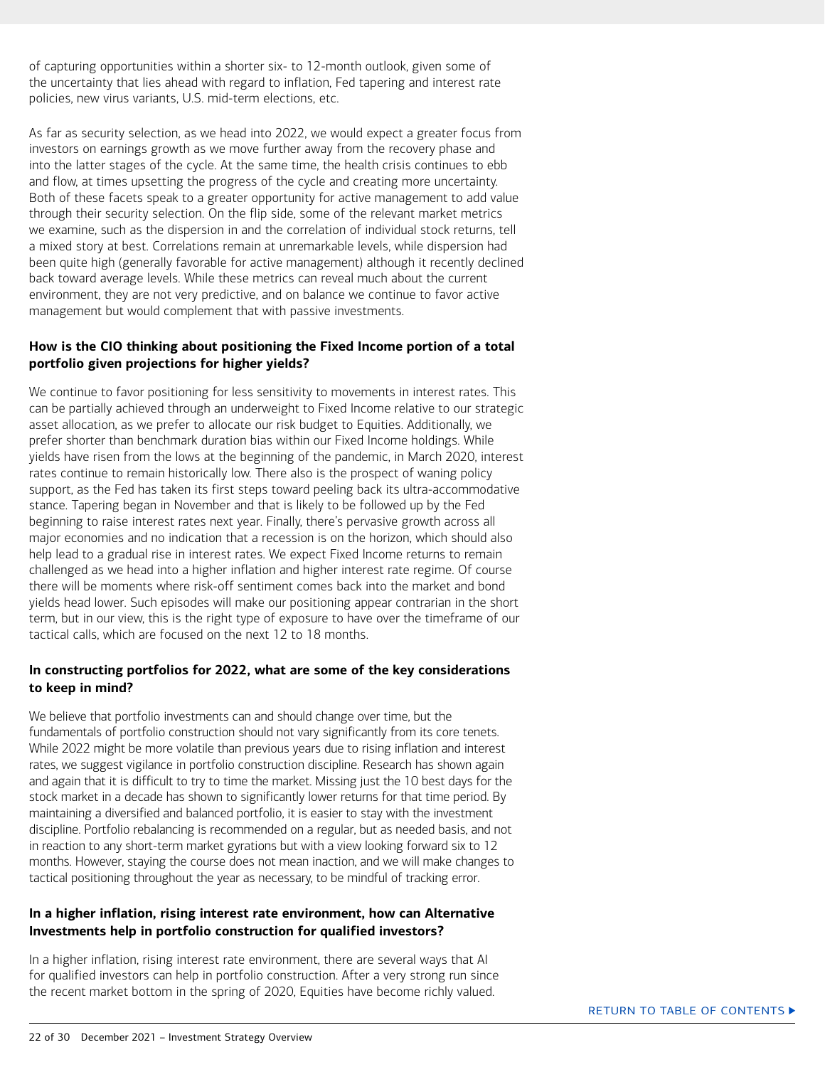of capturing opportunities within a shorter six- to 12-month outlook, given some of the uncertainty that lies ahead with regard to inflation, Fed tapering and interest rate policies, new virus variants, U.S. mid-term elections, etc.

As far as security selection, as we head into 2022, we would expect a greater focus from investors on earnings growth as we move further away from the recovery phase and into the latter stages of the cycle. At the same time, the health crisis continues to ebb and flow, at times upsetting the progress of the cycle and creating more uncertainty. Both of these facets speak to a greater opportunity for active management to add value through their security selection. On the flip side, some of the relevant market metrics we examine, such as the dispersion in and the correlation of individual stock returns, tell a mixed story at best. Correlations remain at unremarkable levels, while dispersion had been quite high (generally favorable for active management) although it recently declined back toward average levels. While these metrics can reveal much about the current environment, they are not very predictive, and on balance we continue to favor active management but would complement that with passive investments.

**How is the CIO thinking about positioning the Fixed Income portion of a total portfolio given projections for higher yields?**

We continue to favor positioning for less sensitivity to movements in interest rates. This can be partially achieved through an underweight to Fixed Income relative to our strategic asset allocation, as we prefer to allocate our risk budget to Equities. Additionally, we prefer shorter than benchmark duration bias within our Fixed Income holdings. While yields have risen from the lows at the beginning of the pandemic, in March 2020, interest rates continue to remain historically low. There also is the prospect of waning policy support, as the Fed has taken its first steps toward peeling back its ultra-accommodative stance. Tapering began in November and that is likely to be followed up by the Fed beginning to raise interest rates next year. Finally, there's pervasive growth across all major economies and no indication that a recession is on the horizon, which should also help lead to a gradual rise in interest rates. We expect Fixed Income returns to remain challenged as we head into a higher inflation and higher interest rate regime. Of course there will be moments where risk-off sentiment comes back into the market and bond yields head lower. Such episodes will make our positioning appear contrarian in the short term, but in our view, this is the right type of exposure to have over the timeframe of our tactical calls, which are focused on the next 12 to 18 months.

**In constructing portfolios for 2022, what are some of the key considerations to keep in mind?**

We believe that portfolio investments can and should change over time, but the fundamentals of portfolio construction should not vary significantly from its core tenets. While 2022 might be more volatile than previous years due to rising inflation and interest rates, we suggest vigilance in portfolio construction discipline. Research has shown again and again that it is difficult to try to time the market. Missing just the 10 best days for the stock market in a decade has shown to significantly lower returns for that time period. By maintaining a diversified and balanced portfolio, it is easier to stay with the investment discipline. Portfolio rebalancing is recommended on a regular, but as needed basis, and not in reaction to any short-term market gyrations but with a view looking forward six to 12 months. However, staying the course does not mean inaction, and we will make changes to tactical positioning throughout the year as necessary, to be mindful of tracking error.

**In a higher inflation, rising interest rate environment, how can Alternative Investments help in portfolio construction for qualified investors?**

In a higher inflation, rising interest rate environment, there are several ways that AI for qualified investors can help in portfolio construction. After a very strong run since the recent market bottom in the spring of 2020, Equities have become richly valued.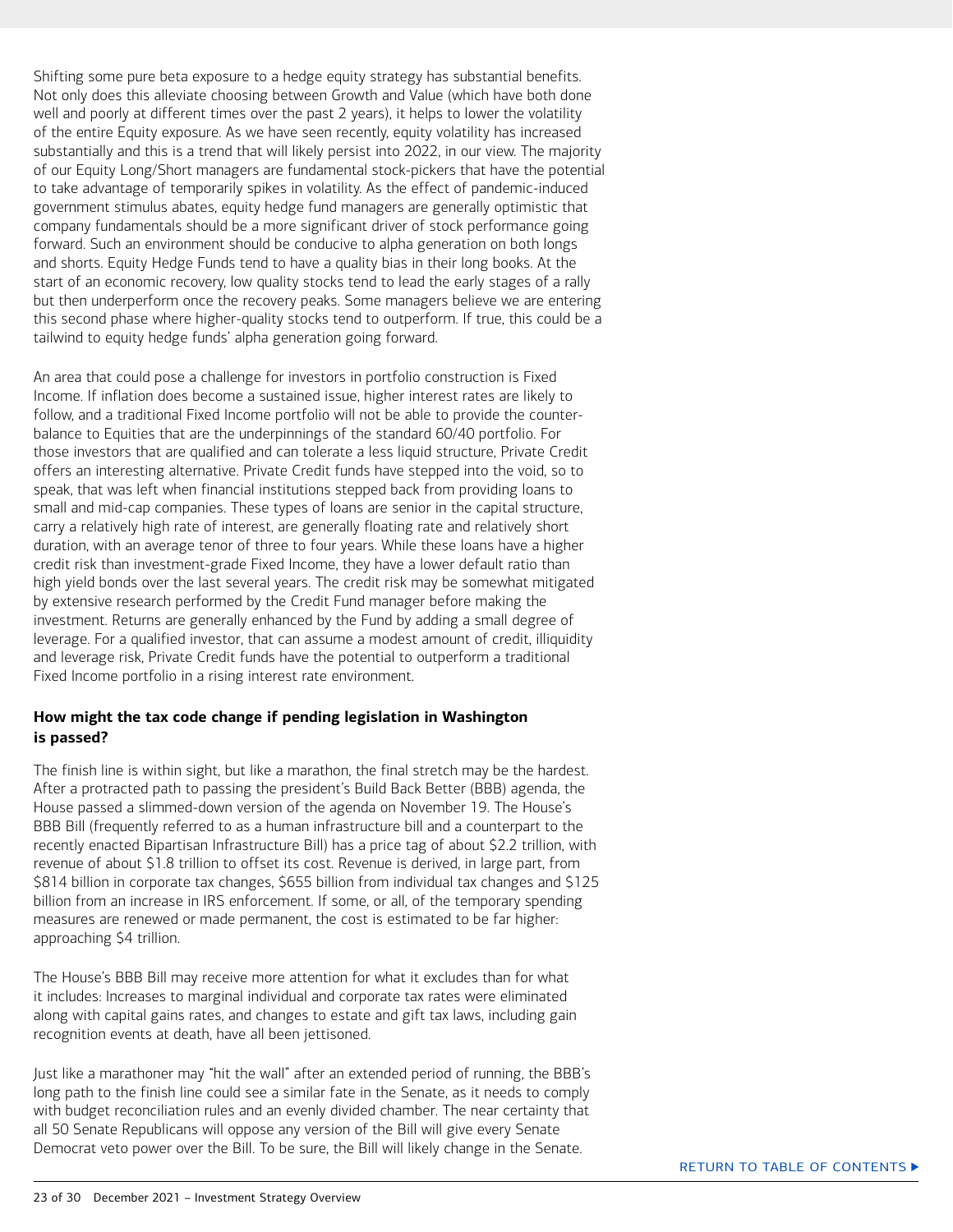Shifting some pure beta exposure to a hedge equity strategy has substantial benefits. Not only does this alleviate choosing between Growth and Value (which have both done well and poorly at different times over the past 2 years), it helps to lower the volatility of the entire Equity exposure. As we have seen recently, equity volatility has increased substantially and this is a trend that will likely persist into 2022, in our view. The majority of our Equity Long/Short managers are fundamental stock-pickers that have the potential to take advantage of temporarily spikes in volatility. As the effect of pandemic-induced government stimulus abates, equity hedge fund managers are generally optimistic that company fundamentals should be a more significant driver of stock performance going forward. Such an environment should be conducive to alpha generation on both longs and shorts. Equity Hedge Funds tend to have a quality bias in their long books. At the start of an economic recovery, low quality stocks tend to lead the early stages of a rally but then underperform once the recovery peaks. Some managers believe we are entering this second phase where higher-quality stocks tend to outperform. If true, this could be a tailwind to equity hedge funds' alpha generation going forward.

An area that could pose a challenge for investors in portfolio construction is Fixed Income. If inflation does become a sustained issue, higher interest rates are likely to follow, and a traditional Fixed Income portfolio will not be able to provide the counter-balance to Equities that are the underpinnings of the standard 60/40 portfolio. For those investors that are qualified and can tolerate a less liquid structure, Private Credit offers an interesting alternative. Private Credit funds have stepped into the void, so to speak, that was left when financial institutions stepped back from providing loans to small and mid-cap companies. These types of loans are senior in the capital structure, carry a relatively high rate of interest, are generally floating rate and relatively short duration, with an average tenor of three to four years. While these loans have a higher credit risk than investment-grade Fixed Income, they have a lower default ratio than high yield bonds over the last several years. The credit risk may be somewhat mitigated by extensive research performed by the Credit Fund manager before making the investment. Returns are generally enhanced by the Fund by adding a small degree of leverage. For a qualified investor, that can assume a modest amount of credit, illiquidity and leverage risk, Private Credit funds have the potential to outperform a traditional Fixed Income portfolio in a rising interest rate environment.

**How might the tax code change if pending legislation in Washington is passed?**

The finish line is within sight, but like a marathon, the final stretch may be the hardest. After a protracted path to passing the president's Build Back Better (BBB) agenda, the House passed a slimmed-down version of the agenda on November 19. The House's BBB Bill (frequently referred to as a human infrastructure bill and a counterpart to the recently enacted Bipartisan Infrastructure Bill) has a price tag of about $2.2 trillion, with revenue of about $1.8 trillion to offset its cost. Revenue is derived, in large part, from $814 billion in corporate tax changes, $655 billion from individual tax changes and $125 billion from an increase in IRS enforcement. If some, or all, of the temporary spending measures are renewed or made permanent, the cost is estimated to be far higher: approaching $4 trillion.

The House's BBB Bill may receive more attention for what it excludes than for what it includes: Increases to marginal individual and corporate tax rates were eliminated along with capital gains rates, and changes to estate and gift tax laws, including gain recognition events at death, have all been jettisoned.

Just like a marathoner may "hit the wall" after an extended period of running, the BBB's long path to the finish line could see a similar fate in the Senate, as it needs to comply with budget reconciliation rules and an evenly divided chamber. The near certainty that all 50 Senate Republicans will oppose any version of the Bill will give every Senate Democrat veto power over the Bill. To be sure, the Bill will likely change in the Senate.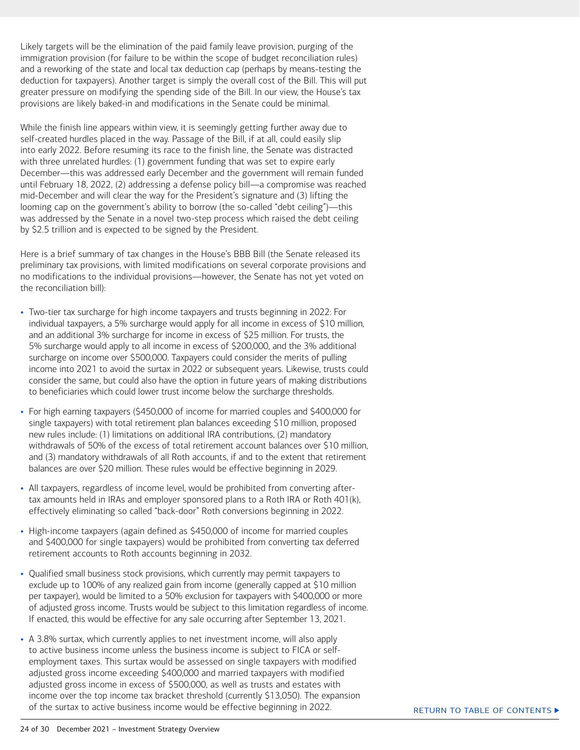Likely targets will be the elimination of the paid family leave provision, purging of the immigration provision (for failure to be within the scope of budget reconciliation rules) and a reworking of the state and local tax deduction cap (perhaps by means-testing the deduction for taxpayers). Another target is simply the overall cost of the Bill. This will put greater pressure on modifying the spending side of the Bill. In our view, the House's tax provisions are likely baked-in and modifications in the Senate could be minimal.

While the finish line appears within view, it is seemingly getting further away due to self-created hurdles placed in the way. Passage of the Bill, if at all, could easily slip into early 2022. Before resuming its race to the finish line, the Senate was distracted with three unrelated hurdles: (1) government funding that was set to expire early December—this was addressed early December and the government will remain funded until February 18, 2022, (2) addressing a defense policy bill—a compromise was reached mid-December and will clear the way for the President's signature and (3) lifting the looming cap on the government's ability to borrow (the so-called "debt ceiling")—this was addressed by the Senate in a novel two-step process which raised the debt ceiling by $2.5 trillion and is expected to be signed by the President.

Here is a brief summary of tax changes in the House's BBB Bill (the Senate released its preliminary tax provisions, with limited modifications on several corporate provisions and no modifications to the individual provisions—however, the Senate has not yet voted on the reconciliation bill):

- Two-tier tax surcharge for high income taxpayers and trusts beginning in 2022: For individual taxpayers, a 5% surcharge would apply for all income in excess of $10 million, and an additional 3% surcharge for income in excess of $25 million. For trusts, the 5% surcharge would apply to all income in excess of $200,000, and the 3% additional surcharge on income over $500,000. Taxpayers could consider the merits of pulling income into 2021 to avoid the surtax in 2022 or subsequent years. Likewise, trusts could consider the same, but could also have the option in future years of making distributions to beneficiaries which could lower trust income below the surcharge thresholds.
- For high earning taxpayers ($450,000 of income for married couples and $400,000 for single taxpayers) with total retirement plan balances exceeding $10 million, proposed new rules include: (1) limitations on additional IRA contributions, (2) mandatory withdrawals of 50% of the excess of total retirement account balances over $10 million, and (3) mandatory withdrawals of all Roth accounts, if and to the extent that retirement balances are over $20 million. These rules would be effective beginning in 2029.
- All taxpayers, regardless of income level, would be prohibited from converting after-tax amounts held in IRAs and employer sponsored plans to a Roth IRA or Roth 401(k), effectively eliminating so called "back-door" Roth conversions beginning in 2022.
- High-income taxpayers (again defined as $450,000 of income for married couples and $400,000 for single taxpayers) would be prohibited from converting tax deferred retirement accounts to Roth accounts beginning in 2032.
- Qualified small business stock provisions, which currently may permit taxpayers to exclude up to 100% of any realized gain from income (generally capped at $10 million per taxpayer), would be limited to a 50% exclusion for taxpayers with $400,000 or more of adjusted gross income. Trusts would be subject to this limitation regardless of income. If enacted, this would be effective for any sale occurring after September 13, 2021.
- A 3.8% surtax, which currently applies to net investment income, will also apply to active business income unless the business income is subject to FICA or self-employment taxes. This surtax would be assessed on single taxpayers with modified adjusted gross income exceeding $400,000 and married taxpayers with modified adjusted gross income in excess of $500,000, as well as trusts and estates with income over the top income tax bracket threshold (currently $13,050). The expansion of the surtax to active business income would be effective beginning in 2022.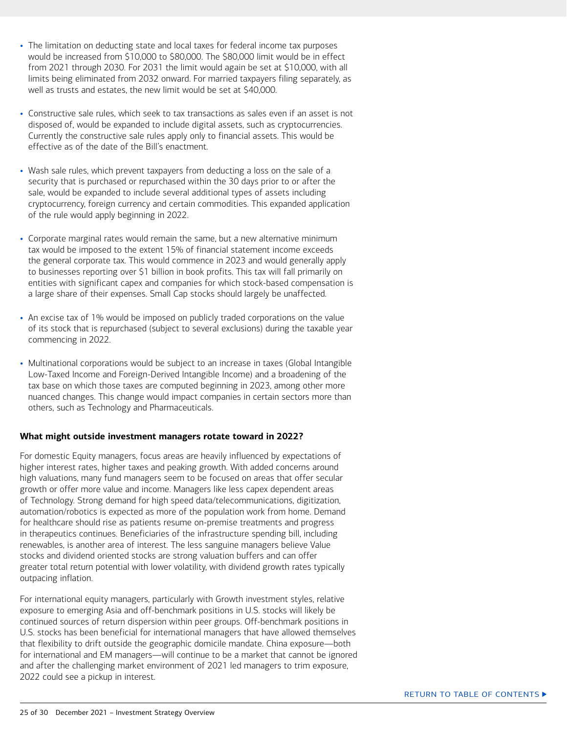- The limitation on deducting state and local taxes for federal income tax purposes would be increased from $10,000 to $80,000. The $80,000 limit would be in effect from 2021 through 2030. For 2031 the limit would again be set at $10,000, with all limits being eliminated from 2032 onward. For married taxpayers filing separately, as well as trusts and estates, the new limit would be set at $40,000.

- Constructive sale rules, which seek to tax transactions as sales even if an asset is not disposed of, would be expanded to include digital assets, such as cryptocurrencies. Currently the constructive sale rules apply only to financial assets. This would be effective as of the date of the Bill's enactment.

- Wash sale rules, which prevent taxpayers from deducting a loss on the sale of a security that is purchased or repurchased within the 30 days prior to or after the sale, would be expanded to include several additional types of assets including cryptocurrency, foreign currency and certain commodities. This expanded application of the rule would apply beginning in 2022.

- Corporate marginal rates would remain the same, but a new alternative minimum tax would be imposed to the extent 15% of financial statement income exceeds the general corporate tax. This would commence in 2023 and would generally apply to businesses reporting over $1 billion in book profits. This tax will fall primarily on entities with significant capex and companies for which stock-based compensation is a large share of their expenses. Small Cap stocks should largely be unaffected.

- An excise tax of 1% would be imposed on publicly traded corporations on the value of its stock that is repurchased (subject to several exclusions) during the taxable year commencing in 2022.

- Multinational corporations would be subject to an increase in taxes (Global Intangible Low-Taxed Income and Foreign-Derived Intangible Income) and a broadening of the tax base on which those taxes are computed beginning in 2023, among other more nuanced changes. This change would impact companies in certain sectors more than others, such as Technology and Pharmaceuticals.

**What might outside investment managers rotate toward in 2022?**

For domestic Equity managers, focus areas are heavily influenced by expectations of higher interest rates, higher taxes and peaking growth. With added concerns around high valuations, many fund managers seem to be focused on areas that offer secular growth or offer more value and income. Managers like less capex dependent areas of Technology. Strong demand for high speed data/telecommunications, digitization, automation/robotics is expected as more of the population work from home. Demand for healthcare should rise as patients resume on-premise treatments and progress in therapeutics continues. Beneficiaries of the infrastructure spending bill, including renewables, is another area of interest. The less sanguine managers believe Value stocks and dividend oriented stocks are strong valuation buffers and can offer greater total return potential with lower volatility, with dividend growth rates typically outpacing inflation.

For international equity managers, particularly with Growth investment styles, relative exposure to emerging Asia and off-benchmark positions in U.S. stocks will likely be continued sources of return dispersion within peer groups. Off-benchmark positions in U.S. stocks has been beneficial for international managers that have allowed themselves that flexibility to drift outside the geographic domicile mandate. China exposure—both for international and EM managers—will continue to be a market that cannot be ignored and after the challenging market environment of 2021 led managers to trim exposure, 2022 could see a pickup in interest.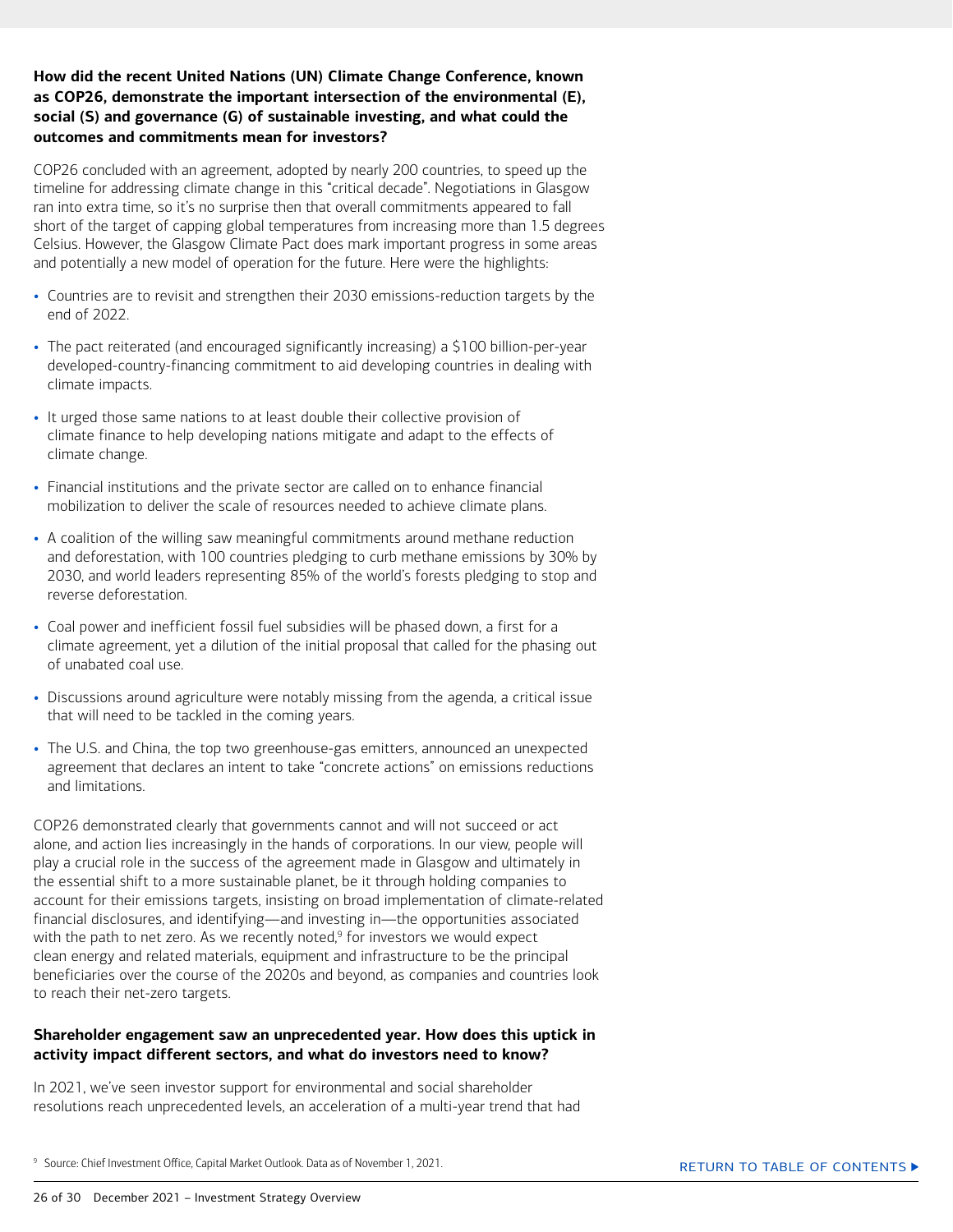**How did the recent United Nations (UN) Climate Change Conference, known as COP26, demonstrate the important intersection of the environmental (E), social (S) and governance (G) of sustainable investing, and what could the outcomes and commitments mean for investors?**

COP26 concluded with an agreement, adopted by nearly 200 countries, to speed up the timeline for addressing climate change in this "critical decade". Negotiations in Glasgow ran into extra time, so it's no surprise then that overall commitments appeared to fall short of the target of capping global temperatures from increasing more than 1.5 degrees Celsius. However, the Glasgow Climate Pact does mark important progress in some areas and potentially a new model of operation for the future. Here were the highlights:

- Countries are to revisit and strengthen their 2030 emissions-reduction targets by the end of 2022.
- The pact reiterated (and encouraged significantly increasing) a $100 billion-per-year developed-country-financing commitment to aid developing countries in dealing with climate impacts.
- It urged those same nations to at least double their collective provision of climate finance to help developing nations mitigate and adapt to the effects of climate change.
- Financial institutions and the private sector are called on to enhance financial mobilization to deliver the scale of resources needed to achieve climate plans.
- A coalition of the willing saw meaningful commitments around methane reduction and deforestation, with 100 countries pledging to curb methane emissions by 30% by 2030, and world leaders representing 85% of the world's forests pledging to stop and reverse deforestation.
- Coal power and inefficient fossil fuel subsidies will be phased down, a first for a climate agreement, yet a dilution of the initial proposal that called for the phasing out of unabated coal use.
- Discussions around agriculture were notably missing from the agenda, a critical issue that will need to be tackled in the coming years.
- The U.S. and China, the top two greenhouse-gas emitters, announced an unexpected agreement that declares an intent to take "concrete actions" on emissions reductions and limitations.

COP26 demonstrated clearly that governments cannot and will not succeed or act alone, and action lies increasingly in the hands of corporations. In our view, people will play a crucial role in the success of the agreement made in Glasgow and ultimately in the essential shift to a more sustainable planet, be it through holding companies to account for their emissions targets, insisting on broad implementation of climate-related financial disclosures, and identifying—and investing in—the opportunities associated with the path to net zero. As we recently noted,[9] for investors we would expect clean energy and related materials, equipment and infrastructure to be the principal beneficiaries over the course of the 2020s and beyond, as companies and countries look to reach their net-zero targets.

**Shareholder engagement saw an unprecedented year. How does this uptick in activity impact different sectors, and what do investors need to know?**

In 2021, we've seen investor support for environmental and social shareholder resolutions reach unprecedented levels, an acceleration of a multi-year trend that had

[9] Source: Chief Investment Office, Capital Market Outlook. Data as of November 1, 2021.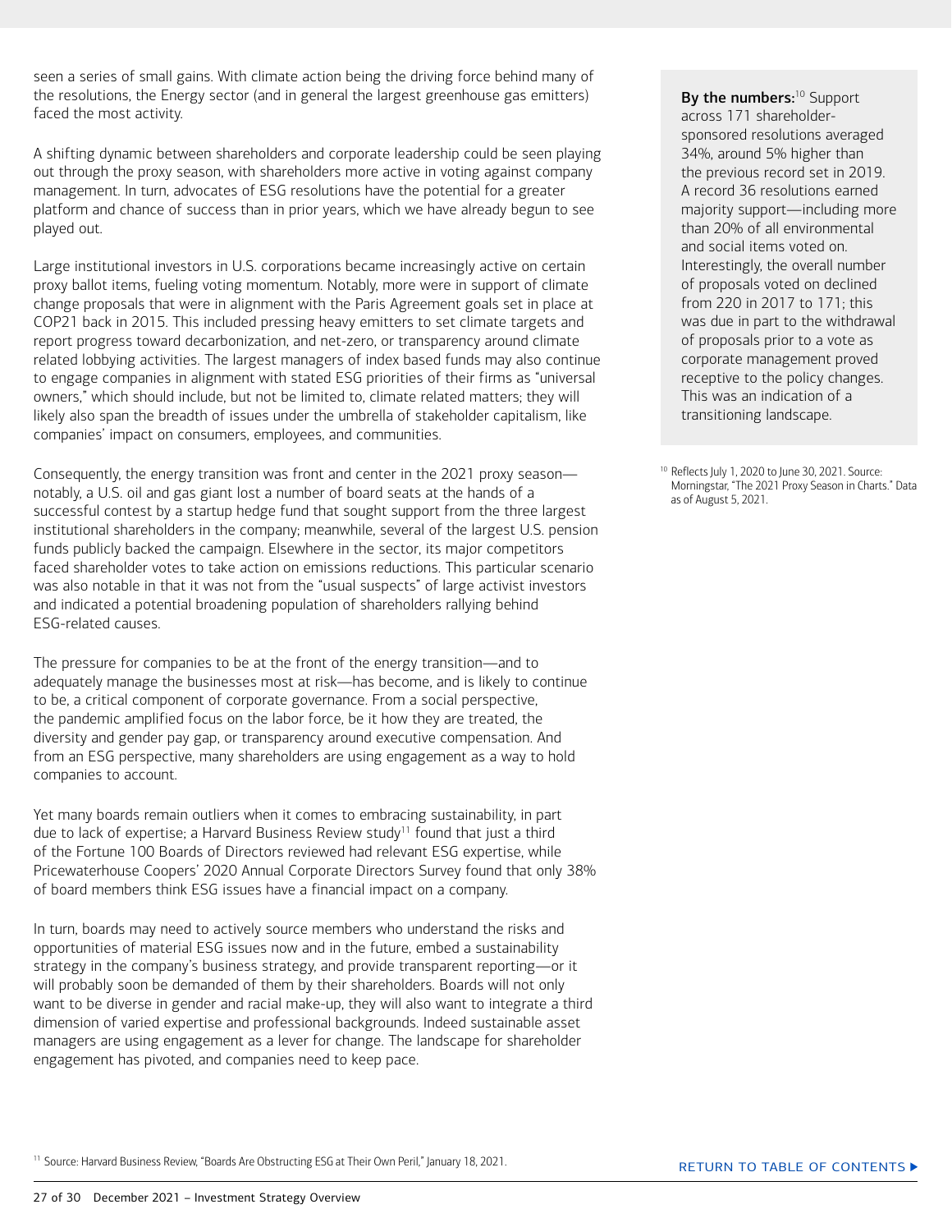seen a series of small gains. With climate action being the driving force behind many of the resolutions, the Energy sector (and in general the largest greenhouse gas emitters) faced the most activity.

A shifting dynamic between shareholders and corporate leadership could be seen playing out through the proxy season, with shareholders more active in voting against company management. In turn, advocates of ESG resolutions have the potential for a greater platform and chance of success than in prior years, which we have already begun to see played out.

Large institutional investors in U.S. corporations became increasingly active on certain proxy ballot items, fueling voting momentum. Notably, more were in support of climate change proposals that were in alignment with the Paris Agreement goals set in place at COP21 back in 2015. This included pressing heavy emitters to set climate targets and report progress toward decarbonization, and net-zero, or transparency around climate related lobbying activities. The largest managers of index based funds may also continue to engage companies in alignment with stated ESG priorities of their firms as "universal owners," which should include, but not be limited to, climate related matters; they will likely also span the breadth of issues under the umbrella of stakeholder capitalism, like companies' impact on consumers, employees, and communities.

Consequently, the energy transition was front and center in the 2021 proxy season—notably, a U.S. oil and gas giant lost a number of board seats at the hands of a successful contest by a startup hedge fund that sought support from the three largest institutional shareholders in the company; meanwhile, several of the largest U.S. pension funds publicly backed the campaign. Elsewhere in the sector, its major competitors faced shareholder votes to take action on emissions reductions. This particular scenario was also notable in that it was not from the "usual suspects" of large activist investors and indicated a potential broadening population of shareholders rallying behind ESG-related causes.

The pressure for companies to be at the front of the energy transition—and to adequately manage the businesses most at risk—has become, and is likely to continue to be, a critical component of corporate governance. From a social perspective, the pandemic amplified focus on the labor force, be it how they are treated, the diversity and gender pay gap, or transparency around executive compensation. And from an ESG perspective, many shareholders are using engagement as a way to hold companies to account.

Yet many boards remain outliers when it comes to embracing sustainability, in part due to lack of expertise; a Harvard Business Review study[11] found that just a third of the Fortune 100 Boards of Directors reviewed had relevant ESG expertise, while Pricewaterhouse Coopers' 2020 Annual Corporate Directors Survey found that only 38% of board members think ESG issues have a financial impact on a company.

In turn, boards may need to actively source members who understand the risks and opportunities of material ESG issues now and in the future, embed a sustainability strategy in the company's business strategy, and provide transparent reporting—or it will probably soon be demanded of them by their shareholders. Boards will not only want to be diverse in gender and racial make-up, they will also want to integrate a third dimension of varied expertise and professional backgrounds. Indeed sustainable asset managers are using engagement as a lever for change. The landscape for shareholder engagement has pivoted, and companies need to keep pace.

**By the numbers:**[10] Support across 171 shareholder-sponsored resolutions averaged 34%, around 5% higher than the previous record set in 2019. A record 36 resolutions earned majority support—including more than 20% of all environmental and social items voted on. Interestingly, the overall number of proposals voted on declined from 220 in 2017 to 171; this was due in part to the withdrawal of proposals prior to a vote as corporate management proved receptive to the policy changes. This was an indication of a transitioning landscape.

[10] Reflects July 1, 2020 to June 30, 2021. Source: Morningstar, "The 2021 Proxy Season in Charts." Data as of August 5, 2021.

[11] Source: Harvard Business Review, "Boards Are Obstructing ESG at Their Own Peril," January 18, 2021.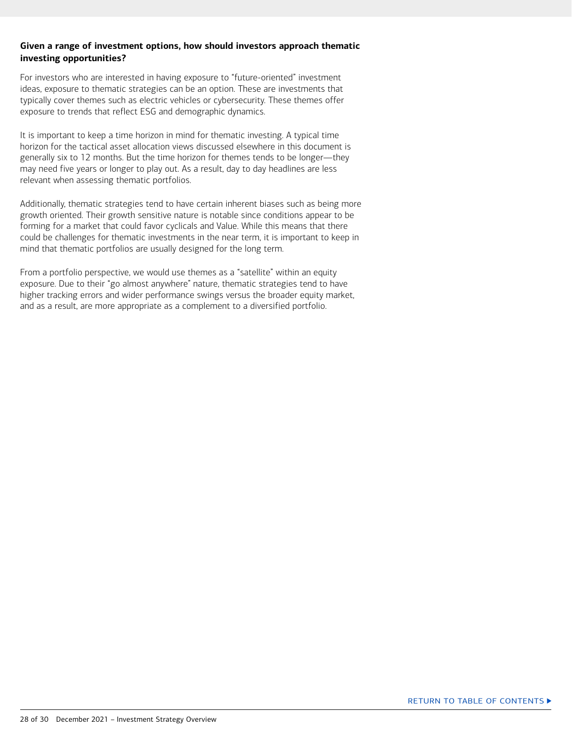**Given a range of investment options, how should investors approach thematic investing opportunities?**

For investors who are interested in having exposure to "future-oriented" investment ideas, exposure to thematic strategies can be an option. These are investments that typically cover themes such as electric vehicles or cybersecurity. These themes offer exposure to trends that reflect ESG and demographic dynamics.

It is important to keep a time horizon in mind for thematic investing. A typical time horizon for the tactical asset allocation views discussed elsewhere in this document is generally six to 12 months. But the time horizon for themes tends to be longer—they may need five years or longer to play out. As a result, day to day headlines are less relevant when assessing thematic portfolios.

Additionally, thematic strategies tend to have certain inherent biases such as being more growth oriented. Their growth sensitive nature is notable since conditions appear to be forming for a market that could favor cyclicals and Value. While this means that there could be challenges for thematic investments in the near term, it is important to keep in mind that thematic portfolios are usually designed for the long term.

From a portfolio perspective, we would use themes as a "satellite" within an equity exposure. Due to their "go almost anywhere" nature, thematic strategies tend to have higher tracking errors and wider performance swings versus the broader equity market, and as a result, are more appropriate as a complement to a diversified portfolio.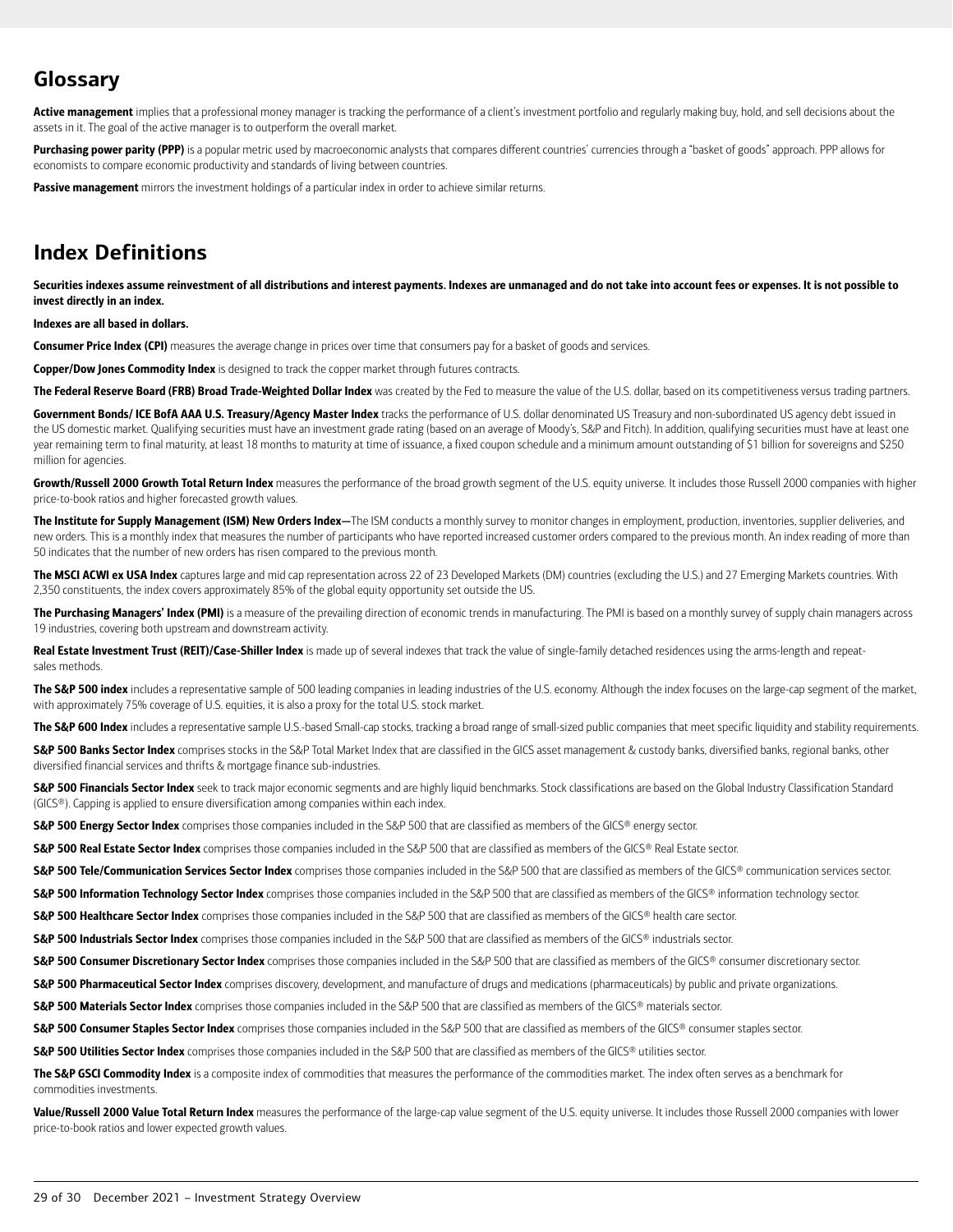## Glossary

**Active management** implies that a professional money manager is tracking the performance of a client's investment portfolio and regularly making buy, hold, and sell decisions about the assets in it. The goal of the active manager is to outperform the overall market.

**Purchasing power parity (PPP)** is a popular metric used by macroeconomic analysts that compares different countries' currencies through a "basket of goods" approach. PPP allows for economists to compare economic productivity and standards of living between countries.

**Passive management** mirrors the investment holdings of a particular index in order to achieve similar returns.

## Index Definitions

**Securities indexes assume reinvestment of all distributions and interest payments. Indexes are unmanaged and do not take into account fees or expenses. It is not possible to invest directly in an index.**

**Indexes are all based in dollars.**

**Consumer Price Index (CPI)** measures the average change in prices over time that consumers pay for a basket of goods and services.

**Copper/Dow Jones Commodity Index** is designed to track the copper market through futures contracts.

**The Federal Reserve Board (FRB) Broad Trade-Weighted Dollar Index** was created by the Fed to measure the value of the U.S. dollar, based on its competitiveness versus trading partners.

**Government Bonds/ ICE BofA AAA U.S. Treasury/Agency Master Index** tracks the performance of U.S. dollar denominated US Treasury and non-subordinated US agency debt issued in the US domestic market. Qualifying securities must have an investment grade rating (based on an average of Moody's, S&P and Fitch). In addition, qualifying securities must have at least one year remaining term to final maturity, at least 18 months to maturity at time of issuance, a fixed coupon schedule and a minimum amount outstanding of $1 billion for sovereigns and $250 million for agencies.

**Growth/Russell 2000 Growth Total Return Index** measures the performance of the broad growth segment of the U.S. equity universe. It includes those Russell 2000 companies with higher price-to-book ratios and higher forecasted growth values.

**The Institute for Supply Management (ISM) New Orders Index—**The ISM conducts a monthly survey to monitor changes in employment, production, inventories, supplier deliveries, and new orders. This is a monthly index that measures the number of participants who have reported increased customer orders compared to the previous month. An index reading of more than 50 indicates that the number of new orders has risen compared to the previous month.

**The MSCI ACWI ex USA Index** captures large and mid cap representation across 22 of 23 Developed Markets (DM) countries (excluding the U.S.) and 27 Emerging Markets countries. With 2,350 constituents, the index covers approximately 85% of the global equity opportunity set outside the US.

**The Purchasing Managers' Index (PMI)** is a measure of the prevailing direction of economic trends in manufacturing. The PMI is based on a monthly survey of supply chain managers across 19 industries, covering both upstream and downstream activity.

**Real Estate Investment Trust (REIT)/Case-Shiller Index** is made up of several indexes that track the value of single-family detached residences using the arms-length and repeat-sales methods.

**The S&P 500 index** includes a representative sample of 500 leading companies in leading industries of the U.S. economy. Although the index focuses on the large-cap segment of the market, with approximately 75% coverage of U.S. equities, it is also a proxy for the total U.S. stock market.

**The S&P 600 Index** includes a representative sample U.S.-based Small-cap stocks, tracking a broad range of small-sized public companies that meet specific liquidity and stability requirements.

**S&P 500 Banks Sector Index** comprises stocks in the S&P Total Market Index that are classified in the GICS asset management & custody banks, diversified banks, regional banks, other diversified financial services and thrifts & mortgage finance sub-industries.

**S&P 500 Financials Sector Index** seek to track major economic segments and are highly liquid benchmarks. Stock classifications are based on the Global Industry Classification Standard (GICS®). Capping is applied to ensure diversification among companies within each index.

**S&P 500 Energy Sector Index** comprises those companies included in the S&P 500 that are classified as members of the GICS® energy sector.

**S&P 500 Real Estate Sector Index** comprises those companies included in the S&P 500 that are classified as members of the GICS® Real Estate sector.

**S&P 500 Tele/Communication Services Sector Index** comprises those companies included in the S&P 500 that are classified as members of the GICS® communication services sector.

**S&P 500 Information Technology Sector Index** comprises those companies included in the S&P 500 that are classified as members of the GICS® information technology sector.

**S&P 500 Healthcare Sector Index** comprises those companies included in the S&P 500 that are classified as members of the GICS® health care sector.

**S&P 500 Industrials Sector Index** comprises those companies included in the S&P 500 that are classified as members of the GICS® industrials sector.

**S&P 500 Consumer Discretionary Sector Index** comprises those companies included in the S&P 500 that are classified as members of the GICS® consumer discretionary sector.

**S&P 500 Pharmaceutical Sector Index** comprises discovery, development, and manufacture of drugs and medications (pharmaceuticals) by public and private organizations.

**S&P 500 Materials Sector Index** comprises those companies included in the S&P 500 that are classified as members of the GICS® materials sector.

**S&P 500 Consumer Staples Sector Index** comprises those companies included in the S&P 500 that are classified as members of the GICS® consumer staples sector.

**S&P 500 Utilities Sector Index** comprises those companies included in the S&P 500 that are classified as members of the GICS® utilities sector.

**The S&P GSCI Commodity Index** is a composite index of commodities that measures the performance of the commodities market. The index often serves as a benchmark for commodities investments.

**Value/Russell 2000 Value Total Return Index** measures the performance of the large-cap value segment of the U.S. equity universe. It includes those Russell 2000 companies with lower price-to-book ratios and lower expected growth values.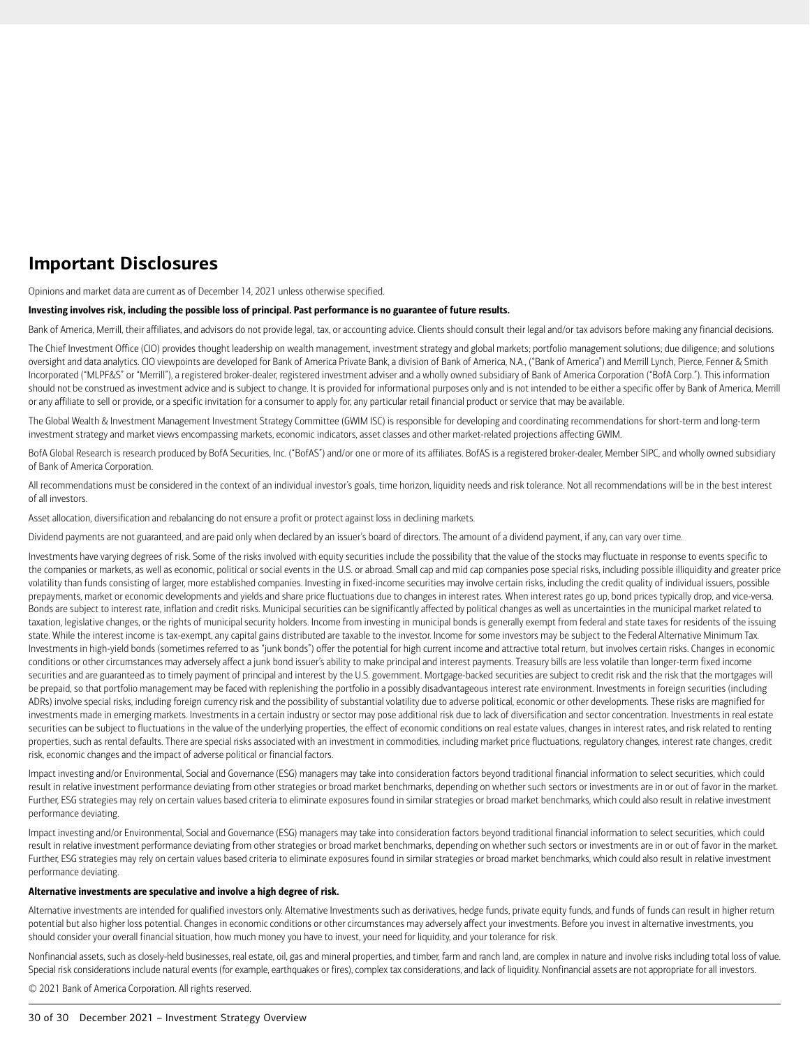# Important Disclosures

Opinions and market data are current as of December 14, 2021 unless otherwise specified.

**Investing involves risk, including the possible loss of principal. Past performance is no guarantee of future results.**

Bank of America, Merrill, their affiliates, and advisors do not provide legal, tax, or accounting advice. Clients should consult their legal and/or tax advisors before making any financial decisions.

The Chief Investment Office (CIO) provides thought leadership on wealth management, investment strategy and global markets; portfolio management solutions; due diligence; and solutions oversight and data analytics. CIO viewpoints are developed for Bank of America Private Bank, a division of Bank of America, N.A., ("Bank of America") and Merrill Lynch, Pierce, Fenner & Smith Incorporated ("MLPF&S" or "Merrill"), a registered broker-dealer, registered investment adviser and a wholly owned subsidiary of Bank of America Corporation ("BofA Corp."). This information should not be construed as investment advice and is subject to change. It is provided for informational purposes only and is not intended to be either a specific offer by Bank of America, Merrill or any affiliate to sell or provide, or a specific invitation for a consumer to apply for, any particular retail financial product or service that may be available.

The Global Wealth & Investment Management Investment Strategy Committee (GWIM ISC) is responsible for developing and coordinating recommendations for short-term and long-term investment strategy and market views encompassing markets, economic indicators, asset classes and other market-related projections affecting GWIM.

BofA Global Research is research produced by BofA Securities, Inc. ("BofAS") and/or one or more of its affiliates. BofAS is a registered broker-dealer, Member SIPC, and wholly owned subsidiary of Bank of America Corporation.

All recommendations must be considered in the context of an individual investor's goals, time horizon, liquidity needs and risk tolerance. Not all recommendations will be in the best interest of all investors.

Asset allocation, diversification and rebalancing do not ensure a profit or protect against loss in declining markets.

Dividend payments are not guaranteed, and are paid only when declared by an issuer's board of directors. The amount of a dividend payment, if any, can vary over time.

Investments have varying degrees of risk. Some of the risks involved with equity securities include the possibility that the value of the stocks may fluctuate in response to events specific to the companies or markets, as well as economic, political or social events in the U.S. or abroad. Small cap and mid cap companies pose special risks, including possible illiquidity and greater price volatility than funds consisting of larger, more established companies. Investing in fixed-income securities may involve certain risks, including the credit quality of individual issuers, possible prepayments, market or economic developments and yields and share price fluctuations due to changes in interest rates. When interest rates go up, bond prices typically drop, and vice-versa. Bonds are subject to interest rate, inflation and credit risks. Municipal securities can be significantly affected by political changes as well as uncertainties in the municipal market related to taxation, legislative changes, or the rights of municipal security holders. Income from investing in municipal bonds is generally exempt from federal and state taxes for residents of the issuing state. While the interest income is tax-exempt, any capital gains distributed are taxable to the investor. Income for some investors may be subject to the Federal Alternative Minimum Tax. Investments in high-yield bonds (sometimes referred to as "junk bonds") offer the potential for high current income and attractive total return, but involves certain risks. Changes in economic conditions or other circumstances may adversely affect a junk bond issuer's ability to make principal and interest payments. Treasury bills are less volatile than longer-term fixed income securities and are guaranteed as to timely payment of principal and interest by the U.S. government. Mortgage-backed securities are subject to credit risk and the risk that the mortgages will be prepaid, so that portfolio management may be faced with replenishing the portfolio in a possibly disadvantageous interest rate environment. Investments in foreign securities (including ADRs) involve special risks, including foreign currency risk and the possibility of substantial volatility due to adverse political, economic or other developments. These risks are magnified for investments made in emerging markets. Investments in a certain industry or sector may pose additional risk due to lack of diversification and sector concentration. Investments in real estate securities can be subject to fluctuations in the value of the underlying properties, the effect of economic conditions on real estate values, changes in interest rates, and risk related to renting properties, such as rental defaults. There are special risks associated with an investment in commodities, including market price fluctuations, regulatory changes, interest rate changes, credit risk, economic changes and the impact of adverse political or financial factors.

Impact investing and/or Environmental, Social and Governance (ESG) managers may take into consideration factors beyond traditional financial information to select securities, which could result in relative investment performance deviating from other strategies or broad market benchmarks, depending on whether such sectors or investments are in or out of favor in the market. Further, ESG strategies may rely on certain values based criteria to eliminate exposures found in similar strategies or broad market benchmarks, which could also result in relative investment performance deviating.

Impact investing and/or Environmental, Social and Governance (ESG) managers may take into consideration factors beyond traditional financial information to select securities, which could result in relative investment performance deviating from other strategies or broad market benchmarks, depending on whether such sectors or investments are in or out of favor in the market. Further, ESG strategies may rely on certain values based criteria to eliminate exposures found in similar strategies or broad market benchmarks, which could also result in relative investment performance deviating.

**Alternative investments are speculative and involve a high degree of risk.**

Alternative investments are intended for qualified investors only. Alternative Investments such as derivatives, hedge funds, private equity funds, and funds of funds can result in higher return potential but also higher loss potential. Changes in economic conditions or other circumstances may adversely affect your investments. Before you invest in alternative investments, you should consider your overall financial situation, how much money you have to invest, your need for liquidity, and your tolerance for risk.

Nonfinancial assets, such as closely-held businesses, real estate, oil, gas and mineral properties, and timber, farm and ranch land, are complex in nature and involve risks including total loss of value. Special risk considerations include natural events (for example, earthquakes or fires), complex tax considerations, and lack of liquidity. Nonfinancial assets are not appropriate for all investors.

© 2021 Bank of America Corporation. All rights reserved.